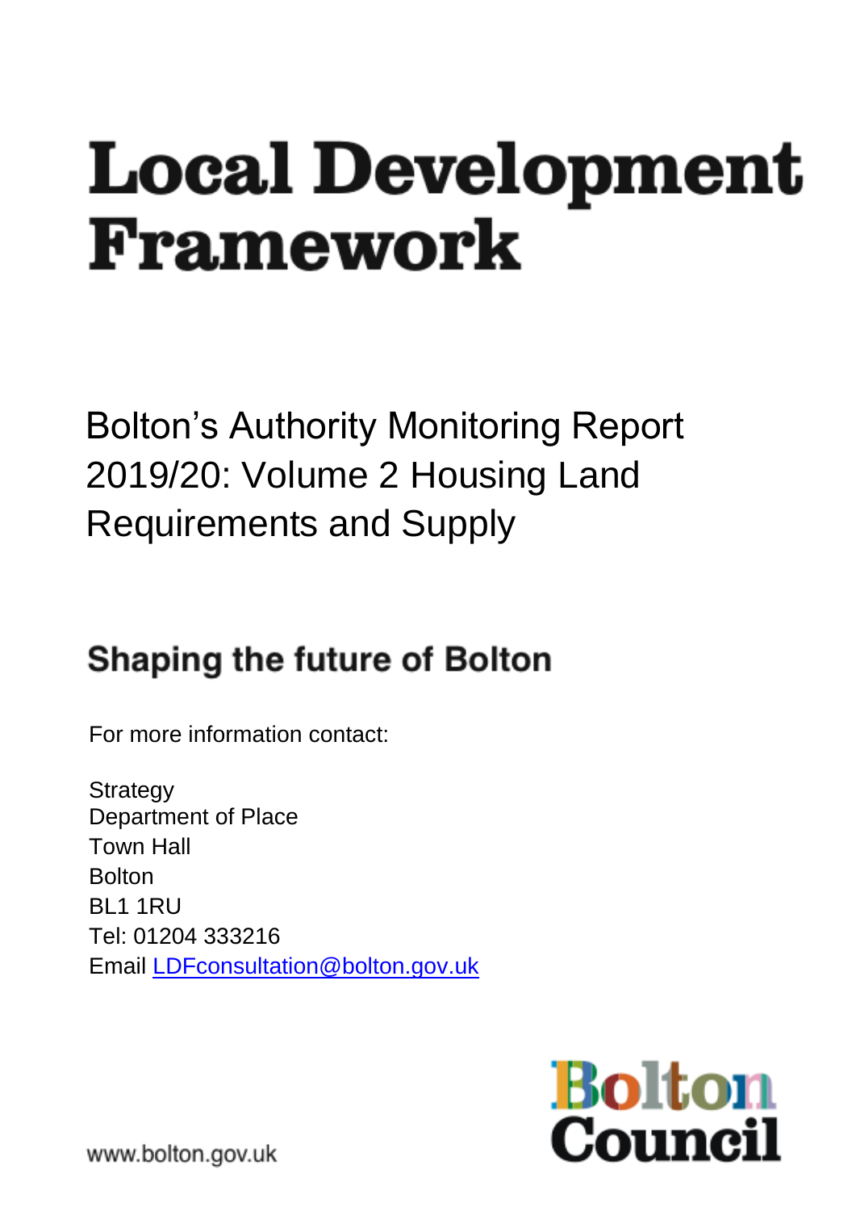# Local Development Framework

## Bolton's Authority Monitoring Report 2019/20: Volume 2 Housing Land Requirements and Supply

### Shaping the future of Bolton

For more information contact:

Strategy
Department of Place
Town Hall
Bolton
BL1 1RU
Tel: 01204 333216
Email LDFconsultation@bolton.gov.uk

Bolton Council

www.bolton.gov.uk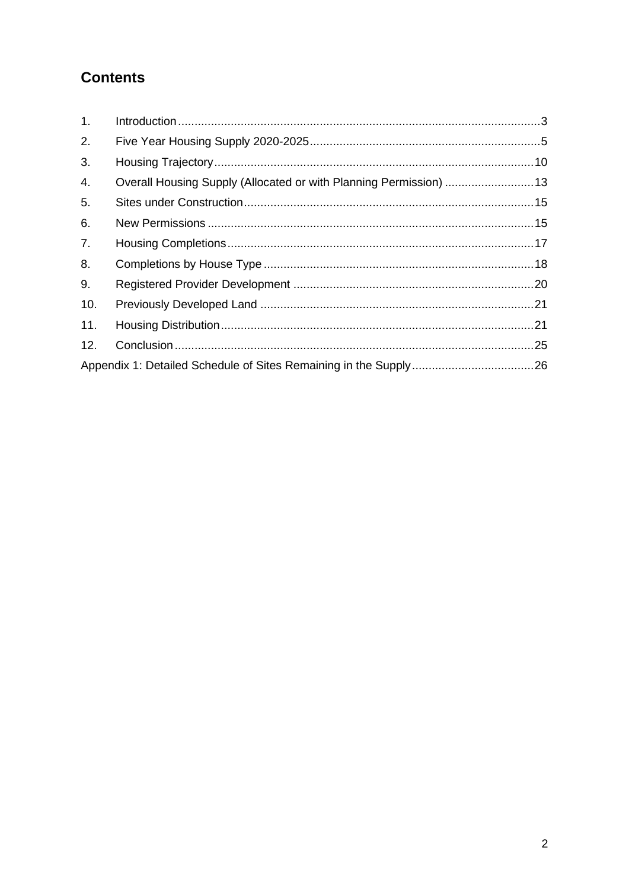# Contents

1. Introduction ..... 3
2. Five Year Housing Supply 2020-2025 ..... 5
3. Housing Trajectory ..... 10
4. Overall Housing Supply (Allocated or with Planning Permission) ..... 13
5. Sites under Construction ..... 15
6. New Permissions ..... 15
7. Housing Completions ..... 17
8. Completions by House Type ..... 18
9. Registered Provider Development ..... 20
10. Previously Developed Land ..... 21
11. Housing Distribution ..... 21
12. Conclusion ..... 25

Appendix 1: Detailed Schedule of Sites Remaining in the Supply ..... 26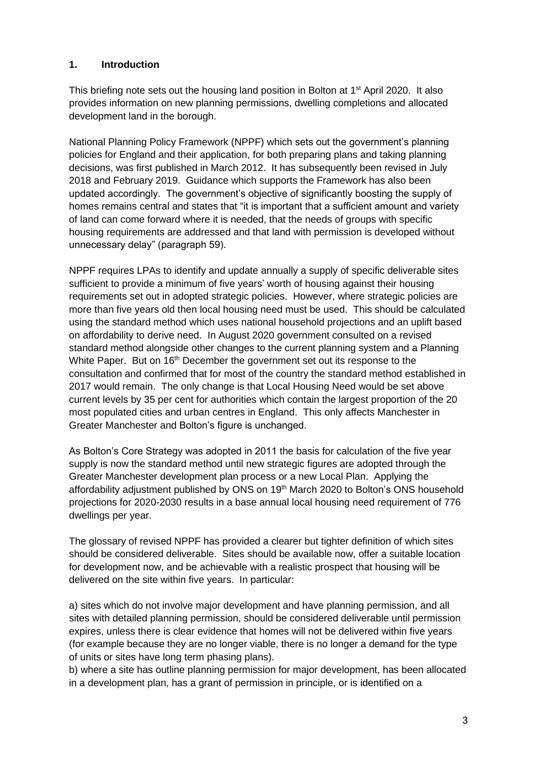## 1. Introduction

This briefing note sets out the housing land position in Bolton at 1st April 2020. It also provides information on new planning permissions, dwelling completions and allocated development land in the borough.

National Planning Policy Framework (NPPF) which sets out the government's planning policies for England and their application, for both preparing plans and taking planning decisions, was first published in March 2012. It has subsequently been revised in July 2018 and February 2019. Guidance which supports the Framework has also been updated accordingly. The government's objective of significantly boosting the supply of homes remains central and states that "it is important that a sufficient amount and variety of land can come forward where it is needed, that the needs of groups with specific housing requirements are addressed and that land with permission is developed without unnecessary delay" (paragraph 59).

NPPF requires LPAs to identify and update annually a supply of specific deliverable sites sufficient to provide a minimum of five years' worth of housing against their housing requirements set out in adopted strategic policies. However, where strategic policies are more than five years old then local housing need must be used. This should be calculated using the standard method which uses national household projections and an uplift based on affordability to derive need. In August 2020 government consulted on a revised standard method alongside other changes to the current planning system and a Planning White Paper. But on 16th December the government set out its response to the consultation and confirmed that for most of the country the standard method established in 2017 would remain. The only change is that Local Housing Need would be set above current levels by 35 per cent for authorities which contain the largest proportion of the 20 most populated cities and urban centres in England. This only affects Manchester in Greater Manchester and Bolton's figure is unchanged.

As Bolton's Core Strategy was adopted in 2011 the basis for calculation of the five year supply is now the standard method until new strategic figures are adopted through the Greater Manchester development plan process or a new Local Plan. Applying the affordability adjustment published by ONS on 19th March 2020 to Bolton's ONS household projections for 2020-2030 results in a base annual local housing need requirement of 776 dwellings per year.

The glossary of revised NPPF has provided a clearer but tighter definition of which sites should be considered deliverable. Sites should be available now, offer a suitable location for development now, and be achievable with a realistic prospect that housing will be delivered on the site within five years. In particular:

a) sites which do not involve major development and have planning permission, and all sites with detailed planning permission, should be considered deliverable until permission expires, unless there is clear evidence that homes will not be delivered within five years (for example because they are no longer viable, there is no longer a demand for the type of units or sites have long term phasing plans).

b) where a site has outline planning permission for major development, has been allocated in a development plan, has a grant of permission in principle, or is identified on a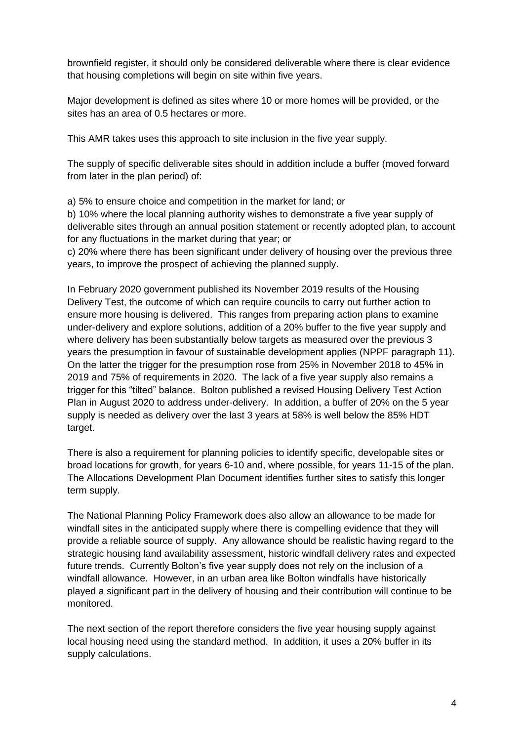brownfield register, it should only be considered deliverable where there is clear evidence that housing completions will begin on site within five years.

Major development is defined as sites where 10 or more homes will be provided, or the sites has an area of 0.5 hectares or more.

This AMR takes uses this approach to site inclusion in the five year supply.

The supply of specific deliverable sites should in addition include a buffer (moved forward from later in the plan period) of:

a) 5% to ensure choice and competition in the market for land; or
b) 10% where the local planning authority wishes to demonstrate a five year supply of deliverable sites through an annual position statement or recently adopted plan, to account for any fluctuations in the market during that year; or
c) 20% where there has been significant under delivery of housing over the previous three years, to improve the prospect of achieving the planned supply.

In February 2020 government published its November 2019 results of the Housing Delivery Test, the outcome of which can require councils to carry out further action to ensure more housing is delivered. This ranges from preparing action plans to examine under-delivery and explore solutions, addition of a 20% buffer to the five year supply and where delivery has been substantially below targets as measured over the previous 3 years the presumption in favour of sustainable development applies (NPPF paragraph 11). On the latter the trigger for the presumption rose from 25% in November 2018 to 45% in 2019 and 75% of requirements in 2020. The lack of a five year supply also remains a trigger for this "tilted" balance. Bolton published a revised Housing Delivery Test Action Plan in August 2020 to address under-delivery. In addition, a buffer of 20% on the 5 year supply is needed as delivery over the last 3 years at 58% is well below the 85% HDT target.

There is also a requirement for planning policies to identify specific, developable sites or broad locations for growth, for years 6-10 and, where possible, for years 11-15 of the plan. The Allocations Development Plan Document identifies further sites to satisfy this longer term supply.

The National Planning Policy Framework does also allow an allowance to be made for windfall sites in the anticipated supply where there is compelling evidence that they will provide a reliable source of supply. Any allowance should be realistic having regard to the strategic housing land availability assessment, historic windfall delivery rates and expected future trends. Currently Bolton's five year supply does not rely on the inclusion of a windfall allowance. However, in an urban area like Bolton windfalls have historically played a significant part in the delivery of housing and their contribution will continue to be monitored.

The next section of the report therefore considers the five year housing supply against local housing need using the standard method. In addition, it uses a 20% buffer in its supply calculations.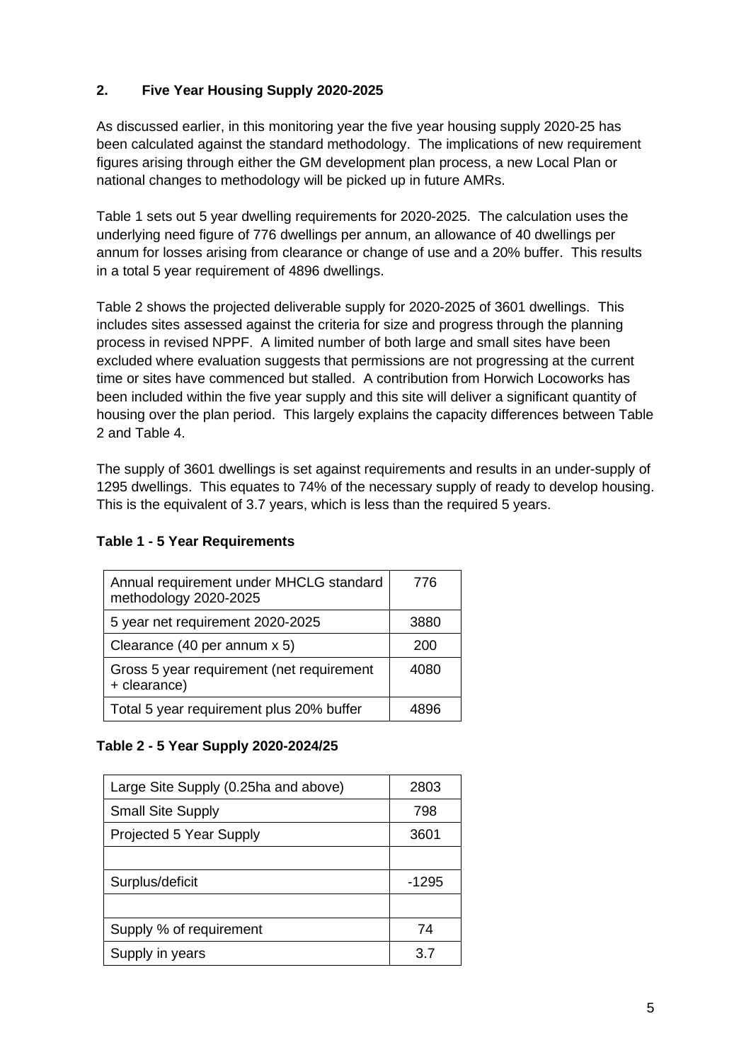## 2. Five Year Housing Supply 2020-2025

As discussed earlier, in this monitoring year the five year housing supply 2020-25 has been calculated against the standard methodology. The implications of new requirement figures arising through either the GM development plan process, a new Local Plan or national changes to methodology will be picked up in future AMRs.

Table 1 sets out 5 year dwelling requirements for 2020-2025. The calculation uses the underlying need figure of 776 dwellings per annum, an allowance of 40 dwellings per annum for losses arising from clearance or change of use and a 20% buffer. This results in a total 5 year requirement of 4896 dwellings.

Table 2 shows the projected deliverable supply for 2020-2025 of 3601 dwellings. This includes sites assessed against the criteria for size and progress through the planning process in revised NPPF. A limited number of both large and small sites have been excluded where evaluation suggests that permissions are not progressing at the current time or sites have commenced but stalled. A contribution from Horwich Locoworks has been included within the five year supply and this site will deliver a significant quantity of housing over the plan period. This largely explains the capacity differences between Table 2 and Table 4.

The supply of 3601 dwellings is set against requirements and results in an under-supply of 1295 dwellings. This equates to 74% of the necessary supply of ready to develop housing. This is the equivalent of 3.7 years, which is less than the required 5 years.

**Table 1 - 5 Year Requirements**

| | |
|---|---|
| Annual requirement under MHCLG standard methodology 2020-2025 | 776 |
| 5 year net requirement 2020-2025 | 3880 |
| Clearance (40 per annum x 5) | 200 |
| Gross 5 year requirement (net requirement + clearance) | 4080 |
| Total 5 year requirement plus 20% buffer | 4896 |

**Table 2 - 5 Year Supply 2020-2024/25**

| | |
|---|---|
| Large Site Supply (0.25ha and above) | 2803 |
| Small Site Supply | 798 |
| Projected 5 Year Supply | 3601 |
| | |
| Surplus/deficit | -1295 |
| | |
| Supply % of requirement | 74 |
| Supply in years | 3.7 |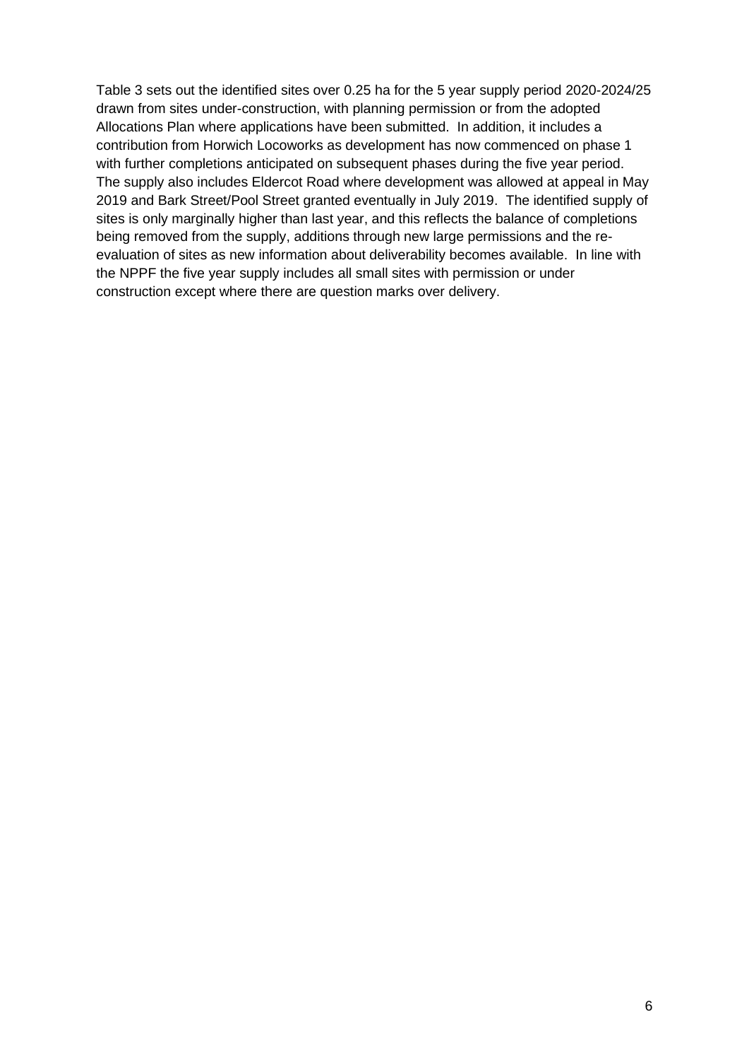Table 3 sets out the identified sites over 0.25 ha for the 5 year supply period 2020-2024/25 drawn from sites under-construction, with planning permission or from the adopted Allocations Plan where applications have been submitted. In addition, it includes a contribution from Horwich Locoworks as development has now commenced on phase 1 with further completions anticipated on subsequent phases during the five year period. The supply also includes Eldercot Road where development was allowed at appeal in May 2019 and Bark Street/Pool Street granted eventually in July 2019. The identified supply of sites is only marginally higher than last year, and this reflects the balance of completions being removed from the supply, additions through new large permissions and the re-evaluation of sites as new information about deliverability becomes available. In line with the NPPF the five year supply includes all small sites with permission or under construction except where there are question marks over delivery.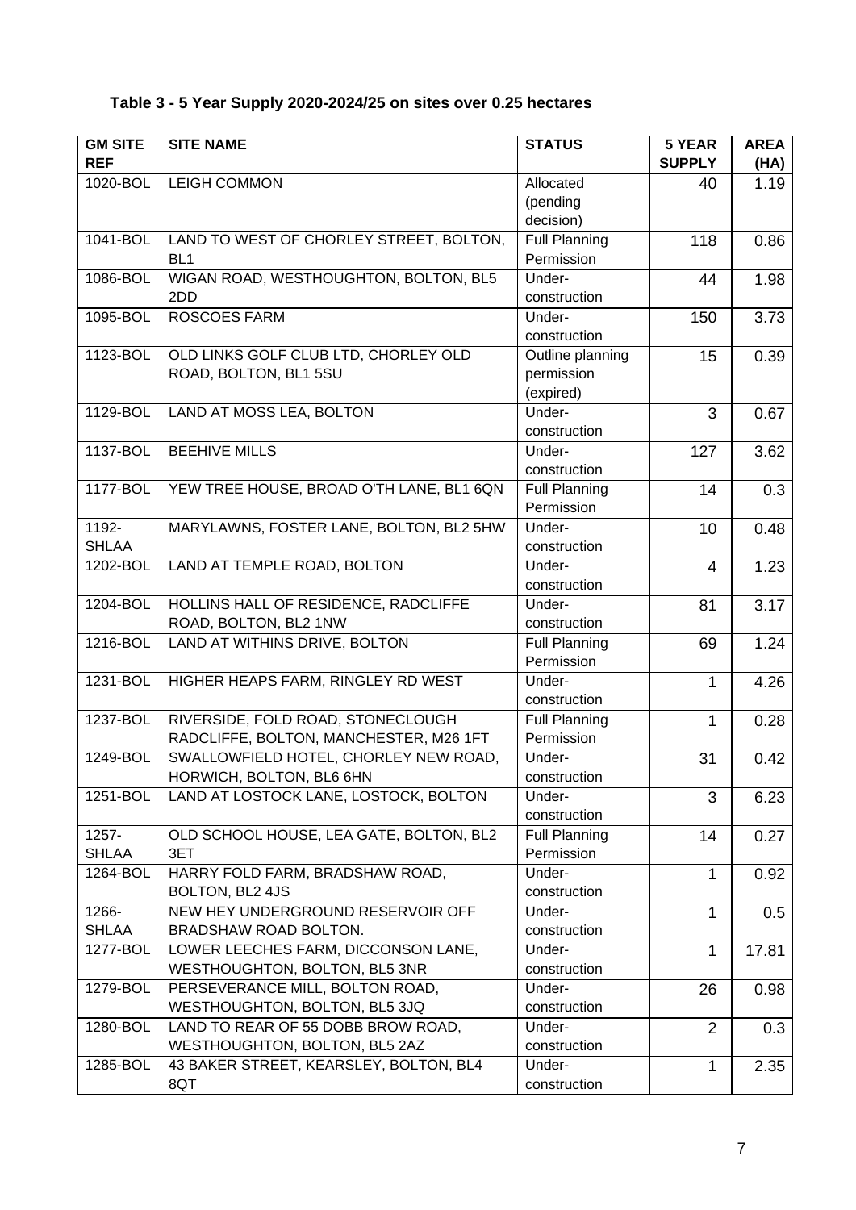**Table 3 - 5 Year Supply 2020-2024/25 on sites over 0.25 hectares**

| GM SITE REF | SITE NAME | STATUS | 5 YEAR SUPPLY | AREA (HA) |
|---|---|---|---|---|
| 1020-BOL | LEIGH COMMON | Allocated (pending decision) | 40 | 1.19 |
| 1041-BOL | LAND TO WEST OF CHORLEY STREET, BOLTON, BL1 | Full Planning Permission | 118 | 0.86 |
| 1086-BOL | WIGAN ROAD, WESTHOUGHTON, BOLTON, BL5 2DD | Under-construction | 44 | 1.98 |
| 1095-BOL | ROSCOES FARM | Under-construction | 150 | 3.73 |
| 1123-BOL | OLD LINKS GOLF CLUB LTD, CHORLEY OLD ROAD, BOLTON, BL1 5SU | Outline planning permission (expired) | 15 | 0.39 |
| 1129-BOL | LAND AT MOSS LEA, BOLTON | Under-construction | 3 | 0.67 |
| 1137-BOL | BEEHIVE MILLS | Under-construction | 127 | 3.62 |
| 1177-BOL | YEW TREE HOUSE, BROAD O'TH LANE, BL1 6QN | Full Planning Permission | 14 | 0.3 |
| 1192-SHLAA | MARYLAWNS, FOSTER LANE, BOLTON, BL2 5HW | Under-construction | 10 | 0.48 |
| 1202-BOL | LAND AT TEMPLE ROAD, BOLTON | Under-construction | 4 | 1.23 |
| 1204-BOL | HOLLINS HALL OF RESIDENCE, RADCLIFFE ROAD, BOLTON, BL2 1NW | Under-construction | 81 | 3.17 |
| 1216-BOL | LAND AT WITHINS DRIVE, BOLTON | Full Planning Permission | 69 | 1.24 |
| 1231-BOL | HIGHER HEAPS FARM, RINGLEY RD WEST | Under-construction | 1 | 4.26 |
| 1237-BOL | RIVERSIDE, FOLD ROAD, STONECLOUGH RADCLIFFE, BOLTON, MANCHESTER, M26 1FT | Full Planning Permission | 1 | 0.28 |
| 1249-BOL | SWALLOWFIELD HOTEL, CHORLEY NEW ROAD, HORWICH, BOLTON, BL6 6HN | Under-construction | 31 | 0.42 |
| 1251-BOL | LAND AT LOSTOCK LANE, LOSTOCK, BOLTON | Under-construction | 3 | 6.23 |
| 1257-SHLAA | OLD SCHOOL HOUSE, LEA GATE, BOLTON, BL2 3ET | Full Planning Permission | 14 | 0.27 |
| 1264-BOL | HARRY FOLD FARM, BRADSHAW ROAD, BOLTON, BL2 4JS | Under-construction | 1 | 0.92 |
| 1266-SHLAA | NEW HEY UNDERGROUND RESERVOIR OFF BRADSHAW ROAD BOLTON. | Under-construction | 1 | 0.5 |
| 1277-BOL | LOWER LEECHES FARM, DICCONSON LANE, WESTHOUGHTON, BOLTON, BL5 3NR | Under-construction | 1 | 17.81 |
| 1279-BOL | PERSEVERANCE MILL, BOLTON ROAD, WESTHOUGHTON, BOLTON, BL5 3JQ | Under-construction | 26 | 0.98 |
| 1280-BOL | LAND TO REAR OF 55 DOBB BROW ROAD, WESTHOUGHTON, BOLTON, BL5 2AZ | Under-construction | 2 | 0.3 |
| 1285-BOL | 43 BAKER STREET, KEARSLEY, BOLTON, BL4 8QT | Under-construction | 1 | 2.35 |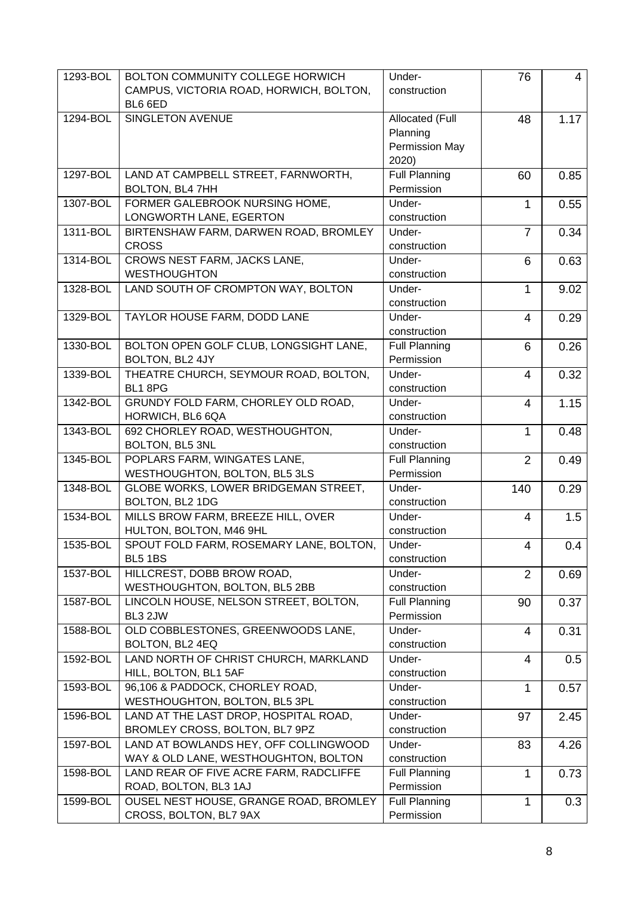| | | | | |
|---|---|---|---|---|
| 1293-BOL | BOLTON COMMUNITY COLLEGE HORWICH CAMPUS, VICTORIA ROAD, HORWICH, BOLTON, BL6 6ED | Under-construction | 76 | 4 |
| 1294-BOL | SINGLETON AVENUE | Allocated (Full Planning Permission May 2020) | 48 | 1.17 |
| 1297-BOL | LAND AT CAMPBELL STREET, FARNWORTH, BOLTON, BL4 7HH | Full Planning Permission | 60 | 0.85 |
| 1307-BOL | FORMER GALEBROOK NURSING HOME, LONGWORTH LANE, EGERTON | Under-construction | 1 | 0.55 |
| 1311-BOL | BIRTENSHAW FARM, DARWEN ROAD, BROMLEY CROSS | Under-construction | 7 | 0.34 |
| 1314-BOL | CROWS NEST FARM, JACKS LANE, WESTHOUGHTON | Under-construction | 6 | 0.63 |
| 1328-BOL | LAND SOUTH OF CROMPTON WAY, BOLTON | Under-construction | 1 | 9.02 |
| 1329-BOL | TAYLOR HOUSE FARM, DODD LANE | Under-construction | 4 | 0.29 |
| 1330-BOL | BOLTON OPEN GOLF CLUB, LONGSIGHT LANE, BOLTON, BL2 4JY | Full Planning Permission | 6 | 0.26 |
| 1339-BOL | THEATRE CHURCH, SEYMOUR ROAD, BOLTON, BL1 8PG | Under-construction | 4 | 0.32 |
| 1342-BOL | GRUNDY FOLD FARM, CHORLEY OLD ROAD, HORWICH, BL6 6QA | Under-construction | 4 | 1.15 |
| 1343-BOL | 692 CHORLEY ROAD, WESTHOUGHTON, BOLTON, BL5 3NL | Under-construction | 1 | 0.48 |
| 1345-BOL | POPLARS FARM, WINGATES LANE, WESTHOUGHTON, BOLTON, BL5 3LS | Full Planning Permission | 2 | 0.49 |
| 1348-BOL | GLOBE WORKS, LOWER BRIDGEMAN STREET, BOLTON, BL2 1DG | Under-construction | 140 | 0.29 |
| 1534-BOL | MILLS BROW FARM, BREEZE HILL, OVER HULTON, BOLTON, M46 9HL | Under-construction | 4 | 1.5 |
| 1535-BOL | SPOUT FOLD FARM, ROSEMARY LANE, BOLTON, BL5 1BS | Under-construction | 4 | 0.4 |
| 1537-BOL | HILLCREST, DOBB BROW ROAD, WESTHOUGHTON, BOLTON, BL5 2BB | Under-construction | 2 | 0.69 |
| 1587-BOL | LINCOLN HOUSE, NELSON STREET, BOLTON, BL3 2JW | Full Planning Permission | 90 | 0.37 |
| 1588-BOL | OLD COBBLESTONES, GREENWOODS LANE, BOLTON, BL2 4EQ | Under-construction | 4 | 0.31 |
| 1592-BOL | LAND NORTH OF CHRIST CHURCH, MARKLAND HILL, BOLTON, BL1 5AF | Under-construction | 4 | 0.5 |
| 1593-BOL | 96,106 & PADDOCK, CHORLEY ROAD, WESTHOUGHTON, BOLTON, BL5 3PL | Under-construction | 1 | 0.57 |
| 1596-BOL | LAND AT THE LAST DROP, HOSPITAL ROAD, BROMLEY CROSS, BOLTON, BL7 9PZ | Under-construction | 97 | 2.45 |
| 1597-BOL | LAND AT BOWLANDS HEY, OFF COLLINGWOOD WAY & OLD LANE, WESTHOUGHTON, BOLTON | Under-construction | 83 | 4.26 |
| 1598-BOL | LAND REAR OF FIVE ACRE FARM, RADCLIFFE ROAD, BOLTON, BL3 1AJ | Full Planning Permission | 1 | 0.73 |
| 1599-BOL | OUSEL NEST HOUSE, GRANGE ROAD, BROMLEY CROSS, BOLTON, BL7 9AX | Full Planning Permission | 1 | 0.3 |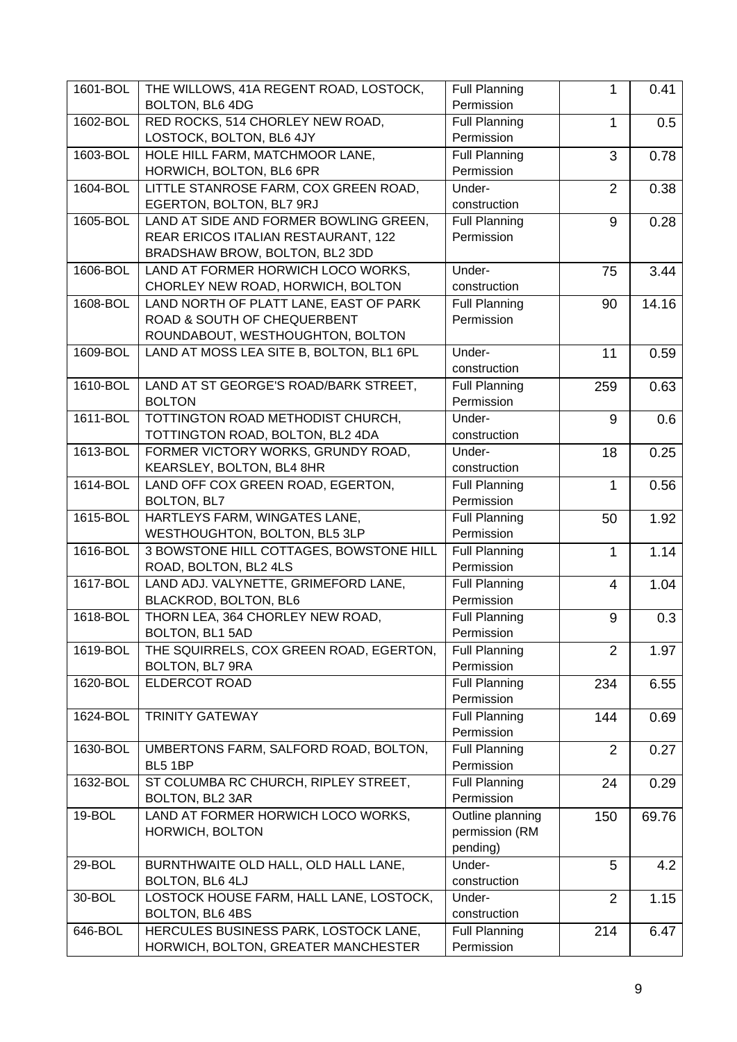| 1601-BOL | THE WILLOWS, 41A REGENT ROAD, LOSTOCK, BOLTON, BL6 4DG | Full Planning Permission | 1 | 0.41 |
|---|---|---|---|---|
| 1602-BOL | RED ROCKS, 514 CHORLEY NEW ROAD, LOSTOCK, BOLTON, BL6 4JY | Full Planning Permission | 1 | 0.5 |
| 1603-BOL | HOLE HILL FARM, MATCHMOOR LANE, HORWICH, BOLTON, BL6 6PR | Full Planning Permission | 3 | 0.78 |
| 1604-BOL | LITTLE STANROSE FARM, COX GREEN ROAD, EGERTON, BOLTON, BL7 9RJ | Under-construction | 2 | 0.38 |
| 1605-BOL | LAND AT SIDE AND FORMER BOWLING GREEN, REAR ERICOS ITALIAN RESTAURANT, 122 BRADSHAW BROW, BOLTON, BL2 3DD | Full Planning Permission | 9 | 0.28 |
| 1606-BOL | LAND AT FORMER HORWICH LOCO WORKS, CHORLEY NEW ROAD, HORWICH, BOLTON | Under-construction | 75 | 3.44 |
| 1608-BOL | LAND NORTH OF PLATT LANE, EAST OF PARK ROAD & SOUTH OF CHEQUERBENT ROUNDABOUT, WESTHOUGHTON, BOLTON | Full Planning Permission | 90 | 14.16 |
| 1609-BOL | LAND AT MOSS LEA SITE B, BOLTON, BL1 6PL | Under-construction | 11 | 0.59 |
| 1610-BOL | LAND AT ST GEORGE'S ROAD/BARK STREET, BOLTON | Full Planning Permission | 259 | 0.63 |
| 1611-BOL | TOTTINGTON ROAD METHODIST CHURCH, TOTTINGTON ROAD, BOLTON, BL2 4DA | Under-construction | 9 | 0.6 |
| 1613-BOL | FORMER VICTORY WORKS, GRUNDY ROAD, KEARSLEY, BOLTON, BL4 8HR | Under-construction | 18 | 0.25 |
| 1614-BOL | LAND OFF COX GREEN ROAD, EGERTON, BOLTON, BL7 | Full Planning Permission | 1 | 0.56 |
| 1615-BOL | HARTLEYS FARM, WINGATES LANE, WESTHOUGHTON, BOLTON, BL5 3LP | Full Planning Permission | 50 | 1.92 |
| 1616-BOL | 3 BOWSTONE HILL COTTAGES, BOWSTONE HILL ROAD, BOLTON, BL2 4LS | Full Planning Permission | 1 | 1.14 |
| 1617-BOL | LAND ADJ. VALYNETTE, GRIMEFORD LANE, BLACKROD, BOLTON, BL6 | Full Planning Permission | 4 | 1.04 |
| 1618-BOL | THORN LEA, 364 CHORLEY NEW ROAD, BOLTON, BL1 5AD | Full Planning Permission | 9 | 0.3 |
| 1619-BOL | THE SQUIRRELS, COX GREEN ROAD, EGERTON, BOLTON, BL7 9RA | Full Planning Permission | 2 | 1.97 |
| 1620-BOL | ELDERCOT ROAD | Full Planning Permission | 234 | 6.55 |
| 1624-BOL | TRINITY GATEWAY | Full Planning Permission | 144 | 0.69 |
| 1630-BOL | UMBERTONS FARM, SALFORD ROAD, BOLTON, BL5 1BP | Full Planning Permission | 2 | 0.27 |
| 1632-BOL | ST COLUMBA RC CHURCH, RIPLEY STREET, BOLTON, BL2 3AR | Full Planning Permission | 24 | 0.29 |
| 19-BOL | LAND AT FORMER HORWICH LOCO WORKS, HORWICH, BOLTON | Outline planning permission (RM pending) | 150 | 69.76 |
| 29-BOL | BURNTHWAITE OLD HALL, OLD HALL LANE, BOLTON, BL6 4LJ | Under-construction | 5 | 4.2 |
| 30-BOL | LOSTOCK HOUSE FARM, HALL LANE, LOSTOCK, BOLTON, BL6 4BS | Under-construction | 2 | 1.15 |
| 646-BOL | HERCULES BUSINESS PARK, LOSTOCK LANE, HORWICH, BOLTON, GREATER MANCHESTER | Full Planning Permission | 214 | 6.47 |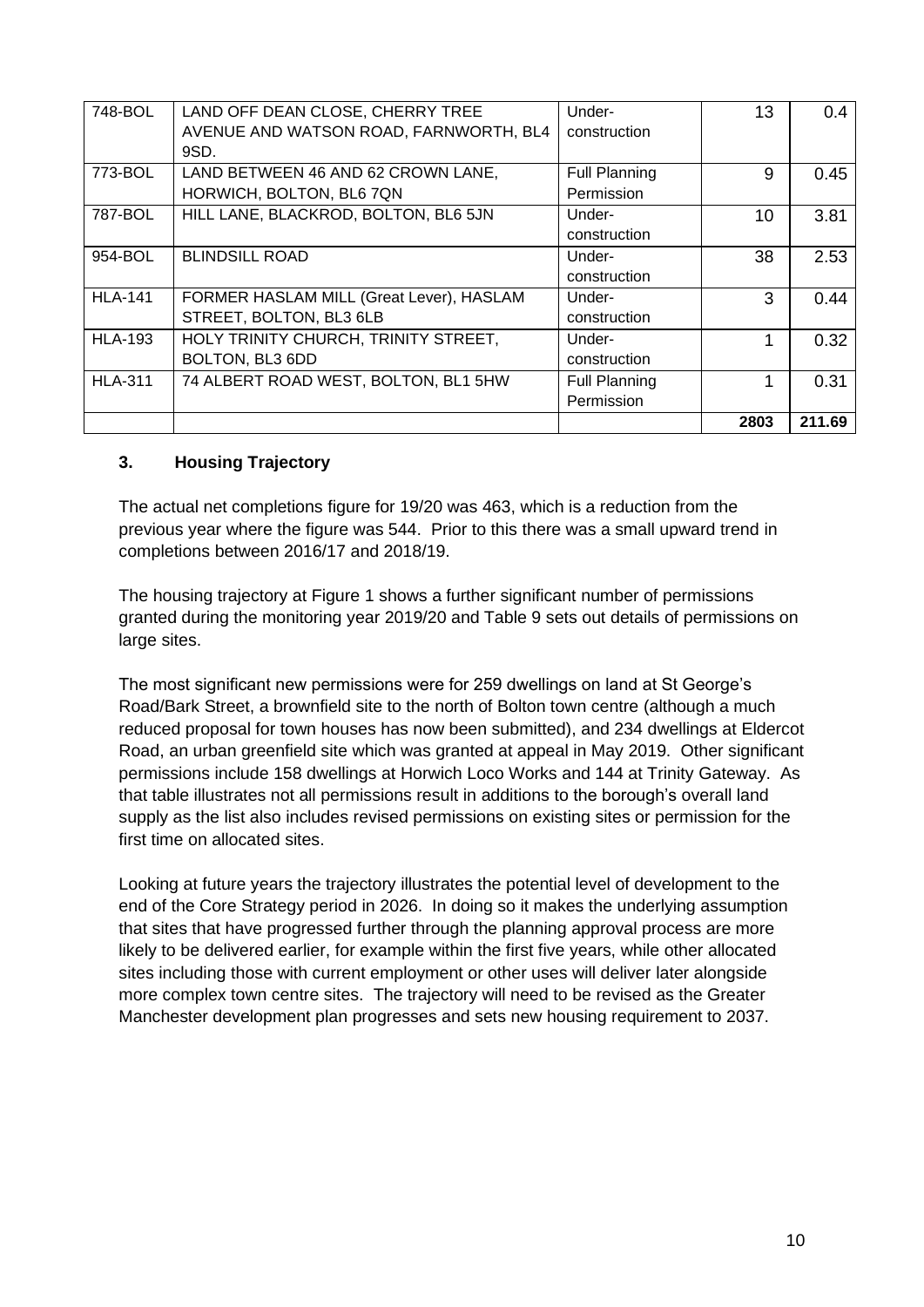| 748-BOL | LAND OFF DEAN CLOSE, CHERRY TREE AVENUE AND WATSON ROAD, FARNWORTH, BL4 9SD. | Under-construction | 13 | 0.4 |
|---|---|---|---|---|
| 773-BOL | LAND BETWEEN 46 AND 62 CROWN LANE, HORWICH, BOLTON, BL6 7QN | Full Planning Permission | 9 | 0.45 |
| 787-BOL | HILL LANE, BLACKROD, BOLTON, BL6 5JN | Under-construction | 10 | 3.81 |
| 954-BOL | BLINDSILL ROAD | Under-construction | 38 | 2.53 |
| HLA-141 | FORMER HASLAM MILL (Great Lever), HASLAM STREET, BOLTON, BL3 6LB | Under-construction | 3 | 0.44 |
| HLA-193 | HOLY TRINITY CHURCH, TRINITY STREET, BOLTON, BL3 6DD | Under-construction | 1 | 0.32 |
| HLA-311 | 74 ALBERT ROAD WEST, BOLTON, BL1 5HW | Full Planning Permission | 1 | 0.31 |
| | | | **2803** | **211.69** |

## 3. Housing Trajectory

The actual net completions figure for 19/20 was 463, which is a reduction from the previous year where the figure was 544. Prior to this there was a small upward trend in completions between 2016/17 and 2018/19.

The housing trajectory at Figure 1 shows a further significant number of permissions granted during the monitoring year 2019/20 and Table 9 sets out details of permissions on large sites.

The most significant new permissions were for 259 dwellings on land at St George's Road/Bark Street, a brownfield site to the north of Bolton town centre (although a much reduced proposal for town houses has now been submitted), and 234 dwellings at Eldercot Road, an urban greenfield site which was granted at appeal in May 2019. Other significant permissions include 158 dwellings at Horwich Loco Works and 144 at Trinity Gateway. As that table illustrates not all permissions result in additions to the borough's overall land supply as the list also includes revised permissions on existing sites or permission for the first time on allocated sites.

Looking at future years the trajectory illustrates the potential level of development to the end of the Core Strategy period in 2026. In doing so it makes the underlying assumption that sites that have progressed further through the planning approval process are more likely to be delivered earlier, for example within the first five years, while other allocated sites including those with current employment or other uses will deliver later alongside more complex town centre sites. The trajectory will need to be revised as the Greater Manchester development plan progresses and sets new housing requirement to 2037.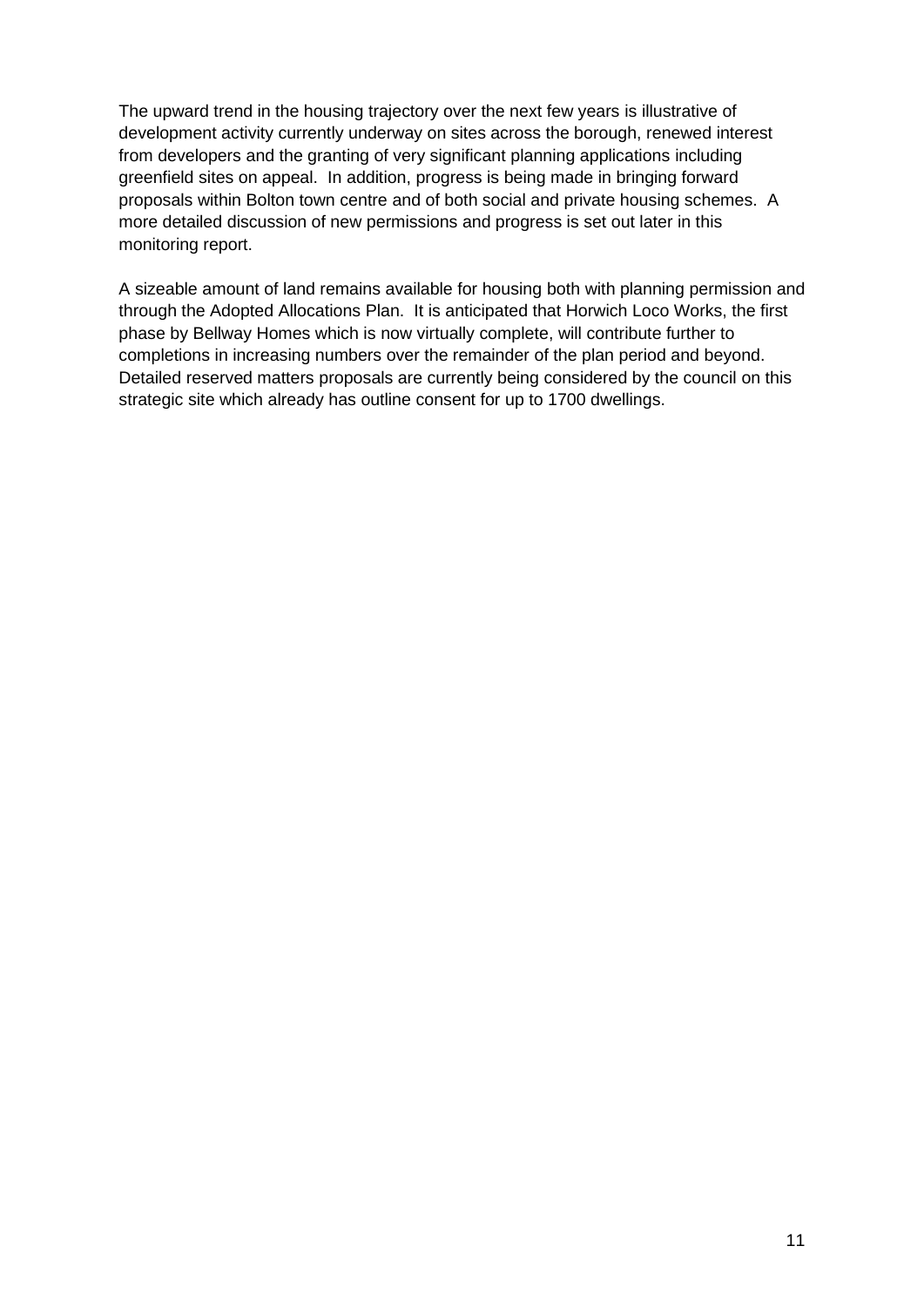The upward trend in the housing trajectory over the next few years is illustrative of development activity currently underway on sites across the borough, renewed interest from developers and the granting of very significant planning applications including greenfield sites on appeal. In addition, progress is being made in bringing forward proposals within Bolton town centre and of both social and private housing schemes. A more detailed discussion of new permissions and progress is set out later in this monitoring report.

A sizeable amount of land remains available for housing both with planning permission and through the Adopted Allocations Plan. It is anticipated that Horwich Loco Works, the first phase by Bellway Homes which is now virtually complete, will contribute further to completions in increasing numbers over the remainder of the plan period and beyond. Detailed reserved matters proposals are currently being considered by the council on this strategic site which already has outline consent for up to 1700 dwellings.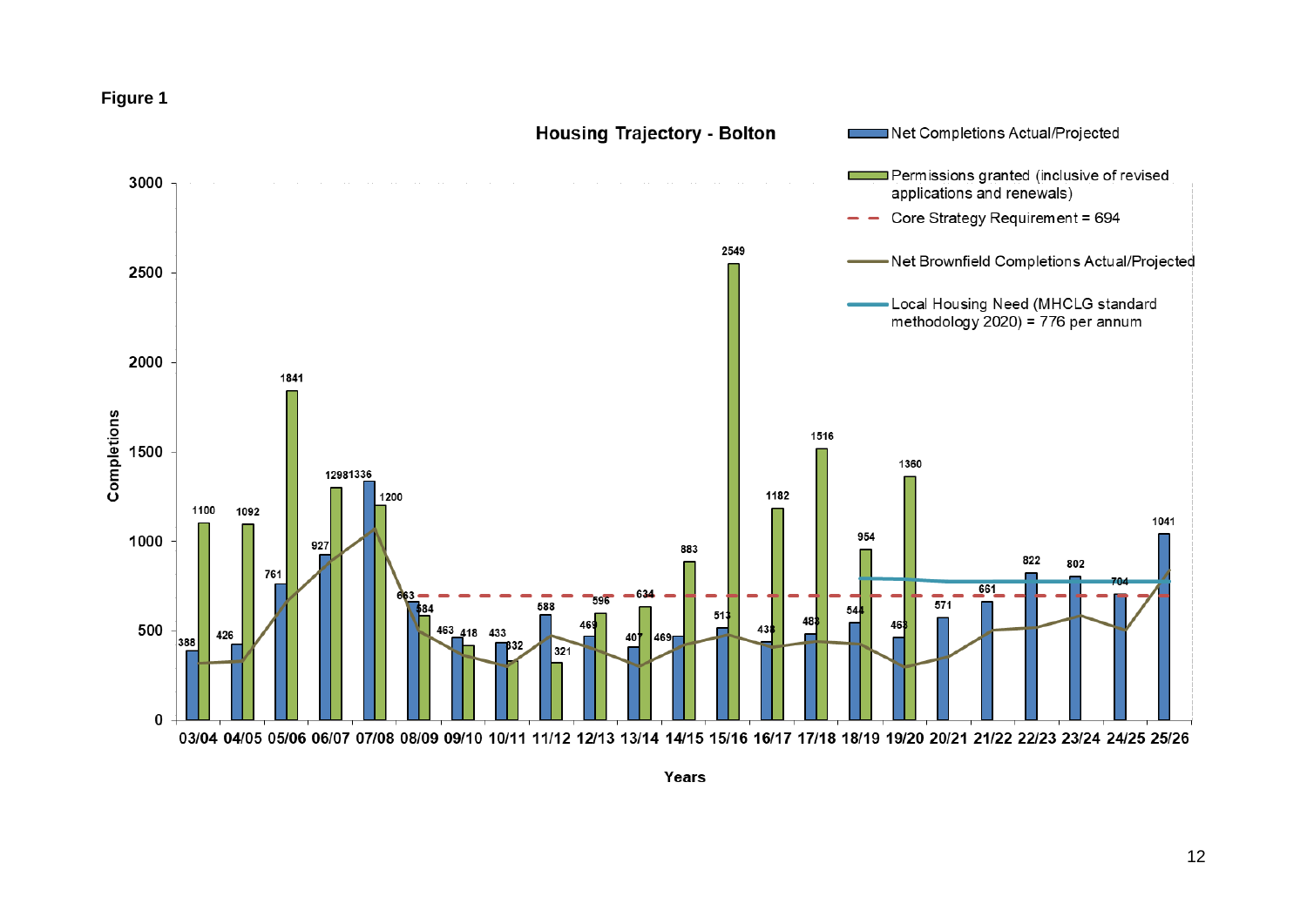**Figure 1**

**Housing Trajectory - Bolton**

| Years | Net Completions Actual/Projected | Permissions granted (inclusive of revised applications and renewals) |
|---|---|---|
| 03/04 | 388 | 1100 |
| 04/05 | 426 | 1092 |
| 05/06 | 761 | 1841 |
| 06/07 | 927 | 1298 |
| 07/08 | 1336 | 1200 |
| 08/09 | 663 | 584 |
| 09/10 | 463 | 418 |
| 10/11 | 433 | 332 |
| 11/12 | 588 | 321 |
| 12/13 | 469 | 596 |
| 13/14 | 407 | 634 |
| 14/15 | 469 | 883 |
| 15/16 | 513 | 2549 |
| 16/17 | 438 | 1182 |
| 17/18 | 483 | 1516 |
| 18/19 | 544 | 954 |
| 19/20 | 463 | 1360 |
| 20/21 | 571 | |
| 21/22 | 661 | |
| 22/23 | 822 | |
| 23/24 | 802 | |
| 24/25 | 704 | |
| 25/26 | 1041 | |

- Core Strategy Requirement = 694
- Net Brownfield Completions Actual/Projected
- Local Housing Need (MHCLG standard methodology 2020) = 776 per annum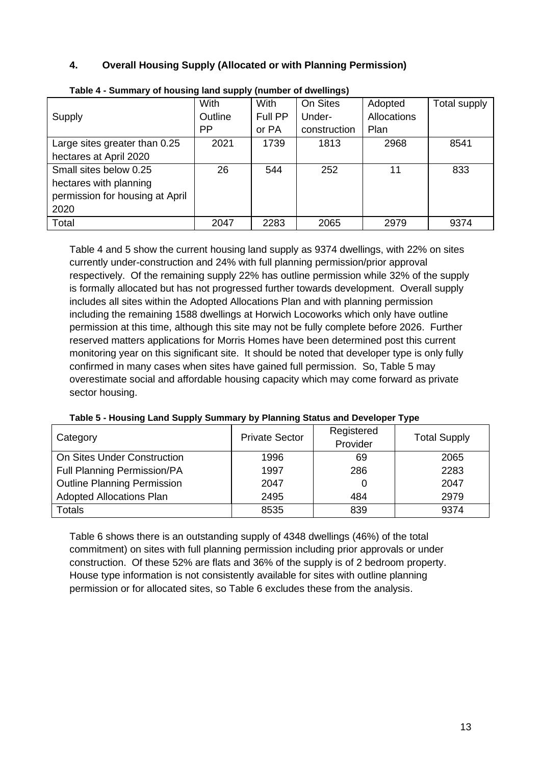## 4. Overall Housing Supply (Allocated or with Planning Permission)

**Table 4 - Summary of housing land supply (number of dwellings)**

| Supply | With Outline PP | With Full PP or PA | On Sites Under-construction | Adopted Allocations Plan | Total supply |
|---|---|---|---|---|---|
| Large sites greater than 0.25 hectares at April 2020 | 2021 | 1739 | 1813 | 2968 | 8541 |
| Small sites below 0.25 hectares with planning permission for housing at April 2020 | 26 | 544 | 252 | 11 | 833 |
| Total | 2047 | 2283 | 2065 | 2979 | 9374 |

Table 4 and 5 show the current housing land supply as 9374 dwellings, with 22% on sites currently under-construction and 24% with full planning permission/prior approval respectively. Of the remaining supply 22% has outline permission while 32% of the supply is formally allocated but has not progressed further towards development. Overall supply includes all sites within the Adopted Allocations Plan and with planning permission including the remaining 1588 dwellings at Horwich Locoworks which only have outline permission at this time, although this site may not be fully complete before 2026. Further reserved matters applications for Morris Homes have been determined post this current monitoring year on this significant site. It should be noted that developer type is only fully confirmed in many cases when sites have gained full permission. So, Table 5 may overestimate social and affordable housing capacity which may come forward as private sector housing.

**Table 5 - Housing Land Supply Summary by Planning Status and Developer Type**

| Category | Private Sector | Registered Provider | Total Supply |
|---|---|---|---|
| On Sites Under Construction | 1996 | 69 | 2065 |
| Full Planning Permission/PA | 1997 | 286 | 2283 |
| Outline Planning Permission | 2047 | 0 | 2047 |
| Adopted Allocations Plan | 2495 | 484 | 2979 |
| Totals | 8535 | 839 | 9374 |

Table 6 shows there is an outstanding supply of 4348 dwellings (46%) of the total commitment) on sites with full planning permission including prior approvals or under construction. Of these 52% are flats and 36% of the supply is of 2 bedroom property. House type information is not consistently available for sites with outline planning permission or for allocated sites, so Table 6 excludes these from the analysis.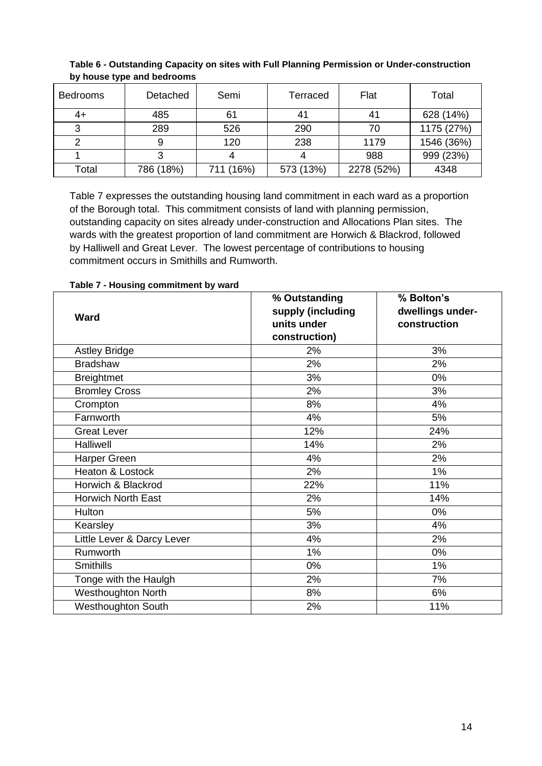**Table 6 - Outstanding Capacity on sites with Full Planning Permission or Under-construction by house type and bedrooms**

| Bedrooms | Detached | Semi | Terraced | Flat | Total |
|---|---|---|---|---|---|
| 4+ | 485 | 61 | 41 | 41 | 628 (14%) |
| 3 | 289 | 526 | 290 | 70 | 1175 (27%) |
| 2 | 9 | 120 | 238 | 1179 | 1546 (36%) |
| 1 | 3 | 4 | 4 | 988 | 999 (23%) |
| Total | 786 (18%) | 711 (16%) | 573 (13%) | 2278 (52%) | 4348 |

Table 7 expresses the outstanding housing land commitment in each ward as a proportion of the Borough total. This commitment consists of land with planning permission, outstanding capacity on sites already under-construction and Allocations Plan sites. The wards with the greatest proportion of land commitment are Horwich & Blackrod, followed by Halliwell and Great Lever. The lowest percentage of contributions to housing commitment occurs in Smithills and Rumworth.

**Table 7 - Housing commitment by ward**

| Ward | % Outstanding supply (including units under construction) | % Bolton's dwellings under-construction |
|---|---|---|
| Astley Bridge | 2% | 3% |
| Bradshaw | 2% | 2% |
| Breightmet | 3% | 0% |
| Bromley Cross | 2% | 3% |
| Crompton | 8% | 4% |
| Farnworth | 4% | 5% |
| Great Lever | 12% | 24% |
| Halliwell | 14% | 2% |
| Harper Green | 4% | 2% |
| Heaton & Lostock | 2% | 1% |
| Horwich & Blackrod | 22% | 11% |
| Horwich North East | 2% | 14% |
| Hulton | 5% | 0% |
| Kearsley | 3% | 4% |
| Little Lever & Darcy Lever | 4% | 2% |
| Rumworth | 1% | 0% |
| Smithills | 0% | 1% |
| Tonge with the Haulgh | 2% | 7% |
| Westhoughton North | 8% | 6% |
| Westhoughton South | 2% | 11% |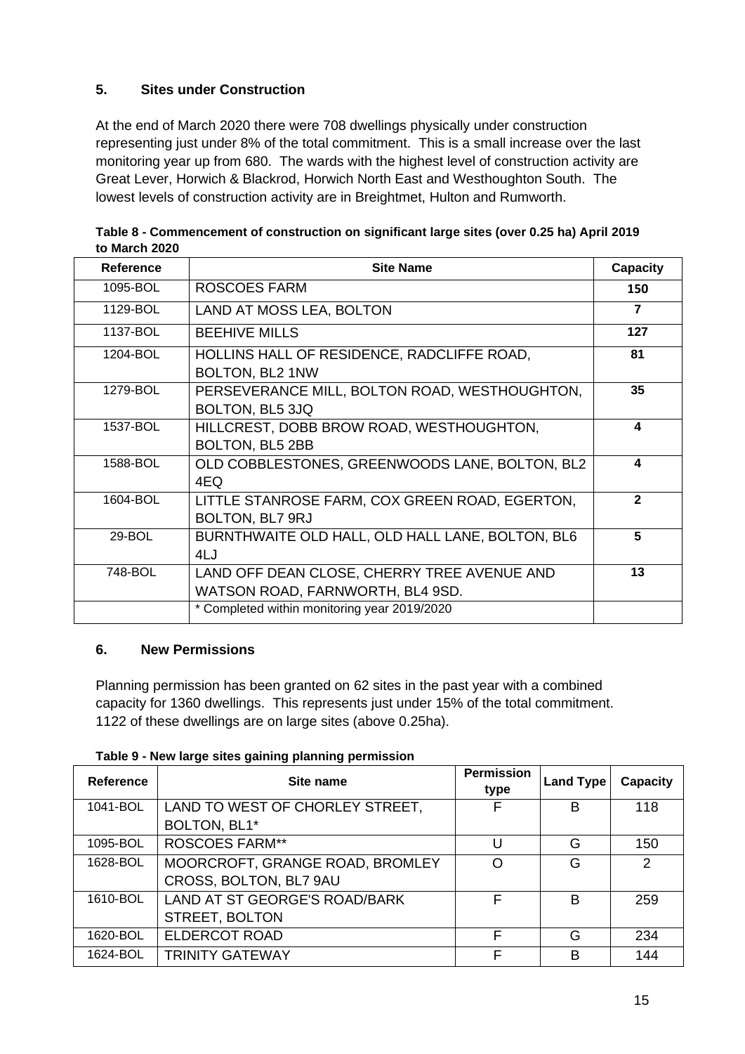## 5. Sites under Construction

At the end of March 2020 there were 708 dwellings physically under construction representing just under 8% of the total commitment. This is a small increase over the last monitoring year up from 680. The wards with the highest level of construction activity are Great Lever, Horwich & Blackrod, Horwich North East and Westhoughton South. The lowest levels of construction activity are in Breightmet, Hulton and Rumworth.

**Table 8 - Commencement of construction on significant large sites (over 0.25 ha) April 2019 to March 2020**

| Reference | Site Name | Capacity |
|---|---|---|
| 1095-BOL | ROSCOES FARM | **150** |
| 1129-BOL | LAND AT MOSS LEA, BOLTON | **7** |
| 1137-BOL | BEEHIVE MILLS | **127** |
| 1204-BOL | HOLLINS HALL OF RESIDENCE, RADCLIFFE ROAD, BOLTON, BL2 1NW | **81** |
| 1279-BOL | PERSEVERANCE MILL, BOLTON ROAD, WESTHOUGHTON, BOLTON, BL5 3JQ | **35** |
| 1537-BOL | HILLCREST, DOBB BROW ROAD, WESTHOUGHTON, BOLTON, BL5 2BB | **4** |
| 1588-BOL | OLD COBBLESTONES, GREENWOODS LANE, BOLTON, BL2 4EQ | **4** |
| 1604-BOL | LITTLE STANROSE FARM, COX GREEN ROAD, EGERTON, BOLTON, BL7 9RJ | **2** |
| 29-BOL | BURNTHWAITE OLD HALL, OLD HALL LANE, BOLTON, BL6 4LJ | **5** |
| 748-BOL | LAND OFF DEAN CLOSE, CHERRY TREE AVENUE AND WATSON ROAD, FARNWORTH, BL4 9SD. | **13** |
| | * Completed within monitoring year 2019/2020 | |

## 6. New Permissions

Planning permission has been granted on 62 sites in the past year with a combined capacity for 1360 dwellings. This represents just under 15% of the total commitment. 1122 of these dwellings are on large sites (above 0.25ha).

**Table 9 - New large sites gaining planning permission**

| Reference | Site name | Permission type | Land Type | Capacity |
|---|---|---|---|---|
| 1041-BOL | LAND TO WEST OF CHORLEY STREET, BOLTON, BL1* | F | B | 118 |
| 1095-BOL | ROSCOES FARM** | U | G | 150 |
| 1628-BOL | MOORCROFT, GRANGE ROAD, BROMLEY CROSS, BOLTON, BL7 9AU | O | G | 2 |
| 1610-BOL | LAND AT ST GEORGE'S ROAD/BARK STREET, BOLTON | F | B | 259 |
| 1620-BOL | ELDERCOT ROAD | F | G | 234 |
| 1624-BOL | TRINITY GATEWAY | F | B | 144 |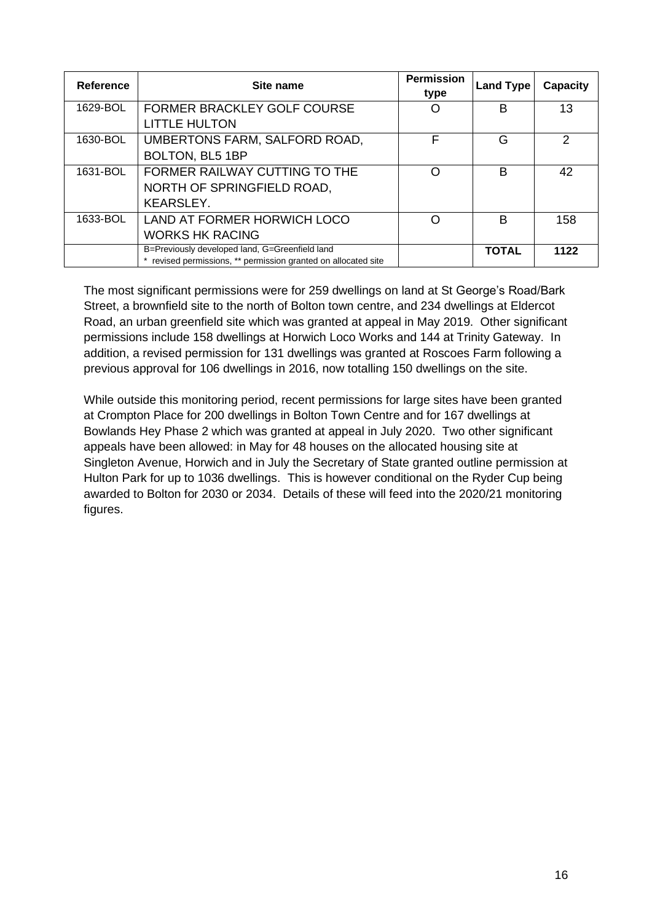| Reference | Site name | Permission type | Land Type | Capacity |
|---|---|---|---|---|
| 1629-BOL | FORMER BRACKLEY GOLF COURSE LITTLE HULTON | O | B | 13 |
| 1630-BOL | UMBERTONS FARM, SALFORD ROAD, BOLTON, BL5 1BP | F | G | 2 |
| 1631-BOL | FORMER RAILWAY CUTTING TO THE NORTH OF SPRINGFIELD ROAD, KEARSLEY. | O | B | 42 |
| 1633-BOL | LAND AT FORMER HORWICH LOCO WORKS HK RACING | O | B | 158 |
| | B=Previously developed land, G=Greenfield land<br>* revised permissions, ** permission granted on allocated site | | **TOTAL** | **1122** |

The most significant permissions were for 259 dwellings on land at St George's Road/Bark Street, a brownfield site to the north of Bolton town centre, and 234 dwellings at Eldercot Road, an urban greenfield site which was granted at appeal in May 2019. Other significant permissions include 158 dwellings at Horwich Loco Works and 144 at Trinity Gateway. In addition, a revised permission for 131 dwellings was granted at Roscoes Farm following a previous approval for 106 dwellings in 2016, now totalling 150 dwellings on the site.

While outside this monitoring period, recent permissions for large sites have been granted at Crompton Place for 200 dwellings in Bolton Town Centre and for 167 dwellings at Bowlands Hey Phase 2 which was granted at appeal in July 2020. Two other significant appeals have been allowed: in May for 48 houses on the allocated housing site at Singleton Avenue, Horwich and in July the Secretary of State granted outline permission at Hulton Park for up to 1036 dwellings. This is however conditional on the Ryder Cup being awarded to Bolton for 2030 or 2034. Details of these will feed into the 2020/21 monitoring figures.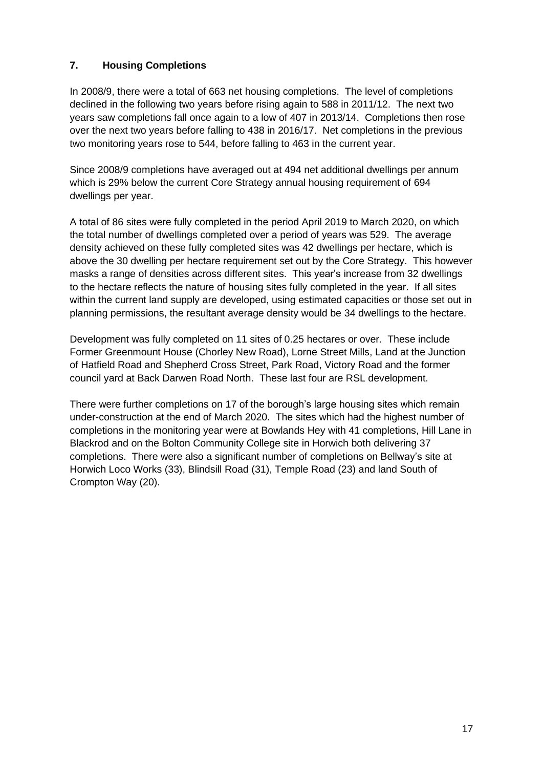## 7. Housing Completions

In 2008/9, there were a total of 663 net housing completions. The level of completions declined in the following two years before rising again to 588 in 2011/12. The next two years saw completions fall once again to a low of 407 in 2013/14. Completions then rose over the next two years before falling to 438 in 2016/17. Net completions in the previous two monitoring years rose to 544, before falling to 463 in the current year.

Since 2008/9 completions have averaged out at 494 net additional dwellings per annum which is 29% below the current Core Strategy annual housing requirement of 694 dwellings per year.

A total of 86 sites were fully completed in the period April 2019 to March 2020, on which the total number of dwellings completed over a period of years was 529. The average density achieved on these fully completed sites was 42 dwellings per hectare, which is above the 30 dwelling per hectare requirement set out by the Core Strategy. This however masks a range of densities across different sites. This year's increase from 32 dwellings to the hectare reflects the nature of housing sites fully completed in the year. If all sites within the current land supply are developed, using estimated capacities or those set out in planning permissions, the resultant average density would be 34 dwellings to the hectare.

Development was fully completed on 11 sites of 0.25 hectares or over. These include Former Greenmount House (Chorley New Road), Lorne Street Mills, Land at the Junction of Hatfield Road and Shepherd Cross Street, Park Road, Victory Road and the former council yard at Back Darwen Road North. These last four are RSL development.

There were further completions on 17 of the borough's large housing sites which remain under-construction at the end of March 2020. The sites which had the highest number of completions in the monitoring year were at Bowlands Hey with 41 completions, Hill Lane in Blackrod and on the Bolton Community College site in Horwich both delivering 37 completions. There were also a significant number of completions on Bellway's site at Horwich Loco Works (33), Blindsill Road (31), Temple Road (23) and land South of Crompton Way (20).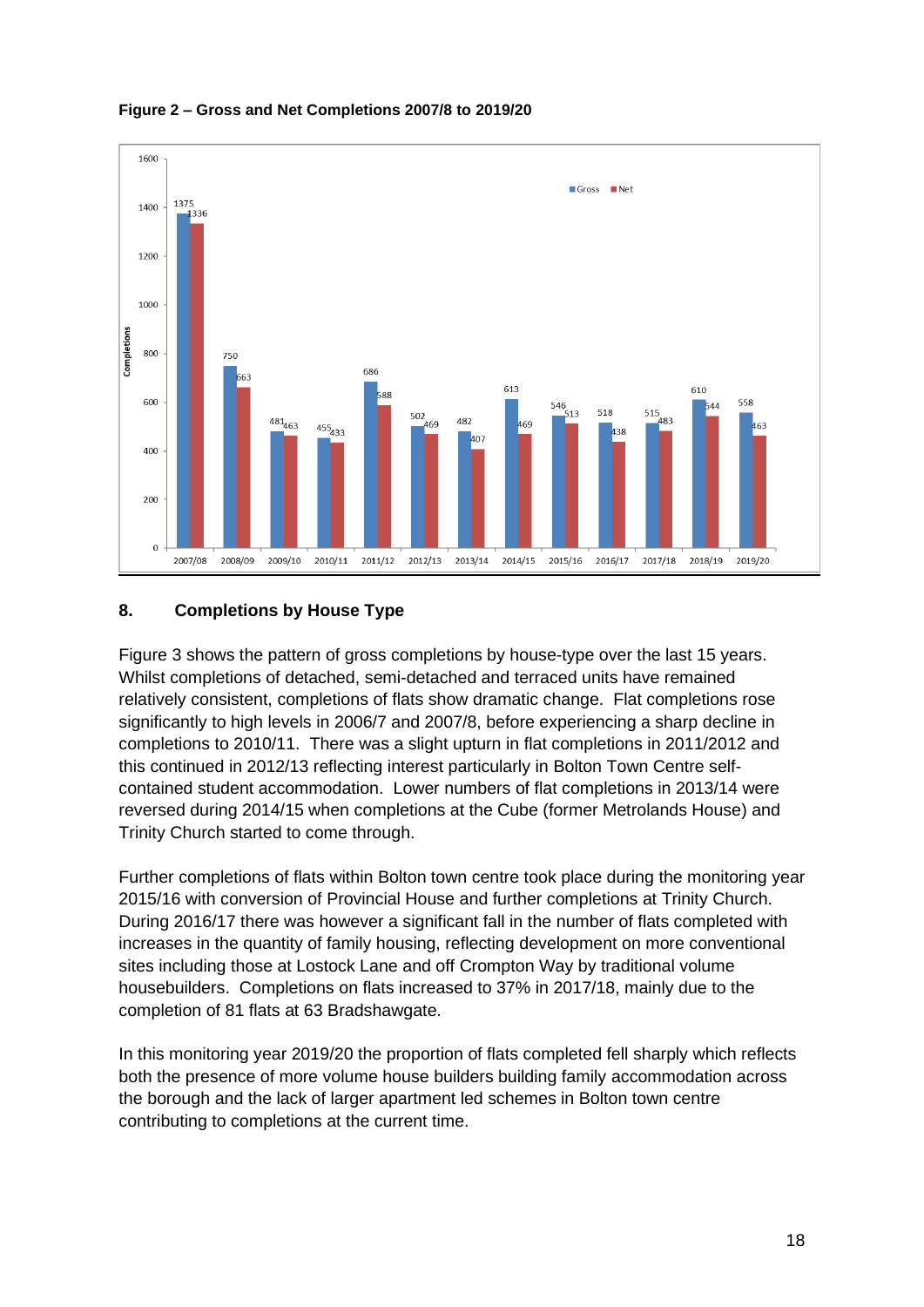**Figure 2 – Gross and Net Completions 2007/8 to 2019/20**

| Year | Gross | Net |
|---|---|---|
| 2007/08 | 1375 | 1336 |
| 2008/09 | 750 | 663 |
| 2009/10 | 481 | 463 |
| 2010/11 | 455 | 433 |
| 2011/12 | 686 | 588 |
| 2012/13 | 502 | 469 |
| 2013/14 | 482 | 407 |
| 2014/15 | 613 | 469 |
| 2015/16 | 546 | 513 |
| 2016/17 | 518 | 438 |
| 2017/18 | 515 | 483 |
| 2018/19 | 610 | 544 |
| 2019/20 | 558 | 463 |

## 8. Completions by House Type

Figure 3 shows the pattern of gross completions by house-type over the last 15 years. Whilst completions of detached, semi-detached and terraced units have remained relatively consistent, completions of flats show dramatic change. Flat completions rose significantly to high levels in 2006/7 and 2007/8, before experiencing a sharp decline in completions to 2010/11. There was a slight upturn in flat completions in 2011/2012 and this continued in 2012/13 reflecting interest particularly in Bolton Town Centre self-contained student accommodation. Lower numbers of flat completions in 2013/14 were reversed during 2014/15 when completions at the Cube (former Metrolands House) and Trinity Church started to come through.

Further completions of flats within Bolton town centre took place during the monitoring year 2015/16 with conversion of Provincial House and further completions at Trinity Church. During 2016/17 there was however a significant fall in the number of flats completed with increases in the quantity of family housing, reflecting development on more conventional sites including those at Lostock Lane and off Crompton Way by traditional volume housebuilders. Completions on flats increased to 37% in 2017/18, mainly due to the completion of 81 flats at 63 Bradshawgate.

In this monitoring year 2019/20 the proportion of flats completed fell sharply which reflects both the presence of more volume house builders building family accommodation across the borough and the lack of larger apartment led schemes in Bolton town centre contributing to completions at the current time.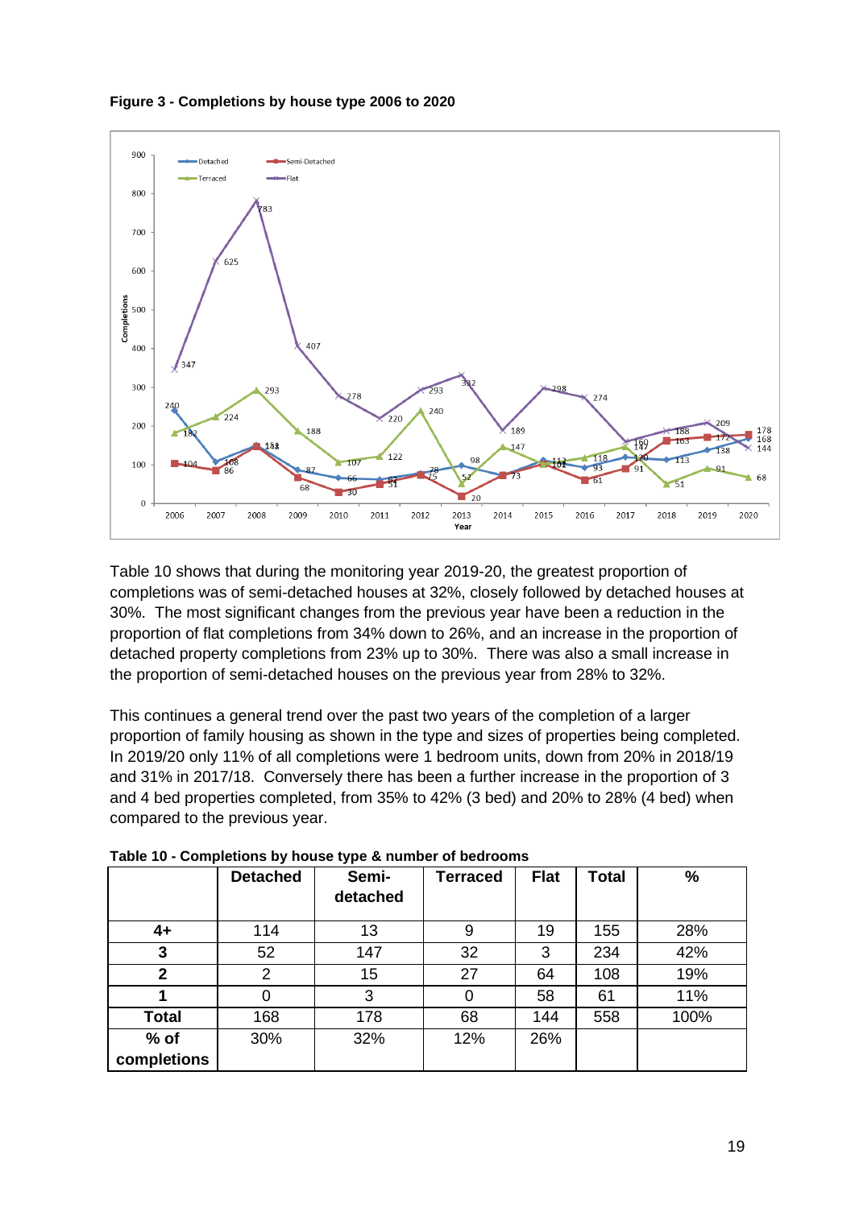**Figure 3 - Completions by house type 2006 to 2020**

Table 10 shows that during the monitoring year 2019-20, the greatest proportion of completions was of semi-detached houses at 32%, closely followed by detached houses at 30%. The most significant changes from the previous year have been a reduction in the proportion of flat completions from 34% down to 26%, and an increase in the proportion of detached property completions from 23% up to 30%. There was also a small increase in the proportion of semi-detached houses on the previous year from 28% to 32%.

This continues a general trend over the past two years of the completion of a larger proportion of family housing as shown in the type and sizes of properties being completed. In 2019/20 only 11% of all completions were 1 bedroom units, down from 20% in 2018/19 and 31% in 2017/18. Conversely there has been a further increase in the proportion of 3 and 4 bed properties completed, from 35% to 42% (3 bed) and 20% to 28% (4 bed) when compared to the previous year.

**Table 10 - Completions by house type & number of bedrooms**

| | Detached | Semi-detached | Terraced | Flat | Total | % |
|---|---|---|---|---|---|---|
| **4+** | 114 | 13 | 9 | 19 | 155 | 28% |
| **3** | 52 | 147 | 32 | 3 | 234 | 42% |
| **2** | 2 | 15 | 27 | 64 | 108 | 19% |
| **1** | 0 | 3 | 0 | 58 | 61 | 11% |
| **Total** | 168 | 178 | 68 | 144 | 558 | 100% |
| **% of completions** | 30% | 32% | 12% | 26% | | |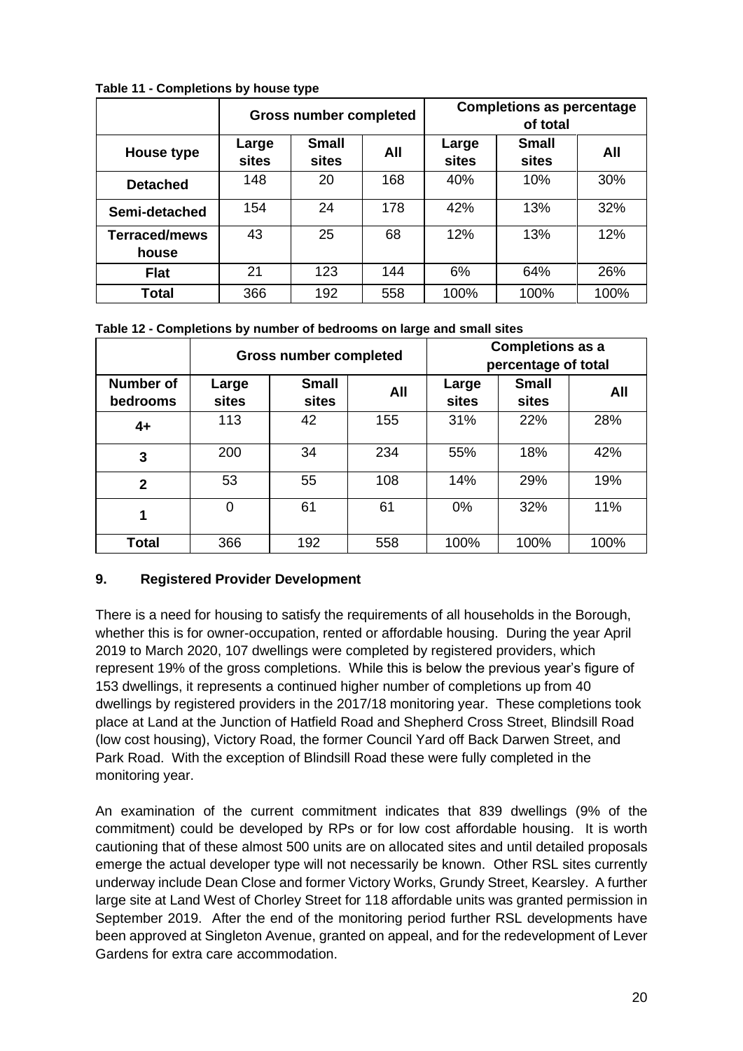**Table 11 - Completions by house type**

| | Gross number completed | | | Completions as percentage of total | | |
|---|---|---|---|---|---|---|
| **House type** | **Large sites** | **Small sites** | **All** | **Large sites** | **Small sites** | **All** |
| **Detached** | 148 | 20 | 168 | 40% | 10% | 30% |
| **Semi-detached** | 154 | 24 | 178 | 42% | 13% | 32% |
| **Terraced/mews house** | 43 | 25 | 68 | 12% | 13% | 12% |
| **Flat** | 21 | 123 | 144 | 6% | 64% | 26% |
| **Total** | 366 | 192 | 558 | 100% | 100% | 100% |

**Table 12 - Completions by number of bedrooms on large and small sites**

| | Gross number completed | | | Completions as a percentage of total | | |
|---|---|---|---|---|---|---|
| **Number of bedrooms** | **Large sites** | **Small sites** | **All** | **Large sites** | **Small sites** | **All** |
| **4+** | 113 | 42 | 155 | 31% | 22% | 28% |
| **3** | 200 | 34 | 234 | 55% | 18% | 42% |
| **2** | 53 | 55 | 108 | 14% | 29% | 19% |
| **1** | 0 | 61 | 61 | 0% | 32% | 11% |
| **Total** | 366 | 192 | 558 | 100% | 100% | 100% |

## 9. Registered Provider Development

There is a need for housing to satisfy the requirements of all households in the Borough, whether this is for owner-occupation, rented or affordable housing. During the year April 2019 to March 2020, 107 dwellings were completed by registered providers, which represent 19% of the gross completions. While this is below the previous year's figure of 153 dwellings, it represents a continued higher number of completions up from 40 dwellings by registered providers in the 2017/18 monitoring year. These completions took place at Land at the Junction of Hatfield Road and Shepherd Cross Street, Blindsill Road (low cost housing), Victory Road, the former Council Yard off Back Darwen Street, and Park Road. With the exception of Blindsill Road these were fully completed in the monitoring year.

An examination of the current commitment indicates that 839 dwellings (9% of the commitment) could be developed by RPs or for low cost affordable housing. It is worth cautioning that of these almost 500 units are on allocated sites and until detailed proposals emerge the actual developer type will not necessarily be known. Other RSL sites currently underway include Dean Close and former Victory Works, Grundy Street, Kearsley. A further large site at Land West of Chorley Street for 118 affordable units was granted permission in September 2019. After the end of the monitoring period further RSL developments have been approved at Singleton Avenue, granted on appeal, and for the redevelopment of Lever Gardens for extra care accommodation.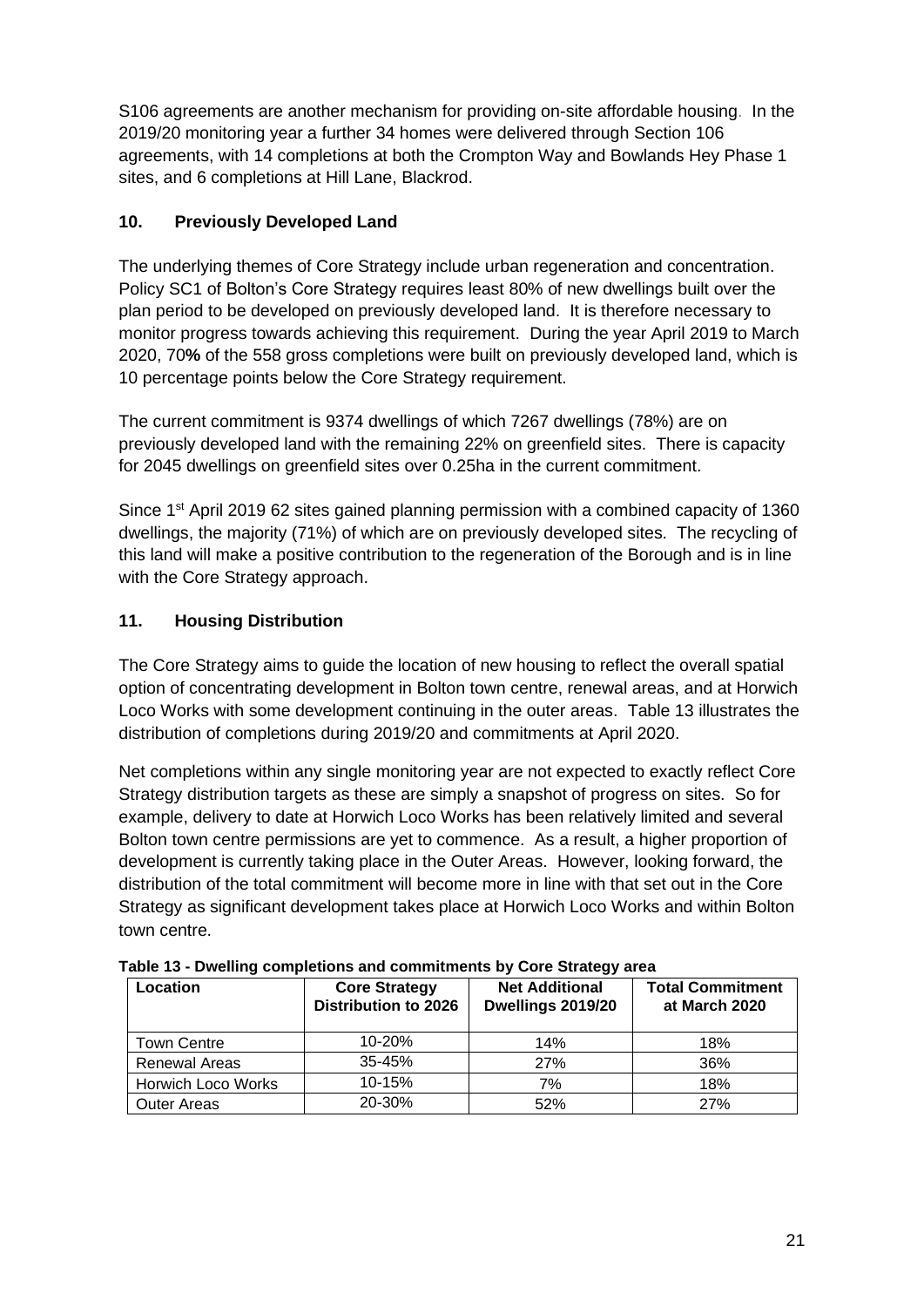S106 agreements are another mechanism for providing on-site affordable housing. In the 2019/20 monitoring year a further 34 homes were delivered through Section 106 agreements, with 14 completions at both the Crompton Way and Bowlands Hey Phase 1 sites, and 6 completions at Hill Lane, Blackrod.

## 10. Previously Developed Land

The underlying themes of Core Strategy include urban regeneration and concentration. Policy SC1 of Bolton's Core Strategy requires least 80% of new dwellings built over the plan period to be developed on previously developed land. It is therefore necessary to monitor progress towards achieving this requirement. During the year April 2019 to March 2020, 70**%** of the 558 gross completions were built on previously developed land, which is 10 percentage points below the Core Strategy requirement.

The current commitment is 9374 dwellings of which 7267 dwellings (78%) are on previously developed land with the remaining 22% on greenfield sites. There is capacity for 2045 dwellings on greenfield sites over 0.25ha in the current commitment.

Since 1st April 2019 62 sites gained planning permission with a combined capacity of 1360 dwellings, the majority (71%) of which are on previously developed sites. The recycling of this land will make a positive contribution to the regeneration of the Borough and is in line with the Core Strategy approach.

## 11. Housing Distribution

The Core Strategy aims to guide the location of new housing to reflect the overall spatial option of concentrating development in Bolton town centre, renewal areas, and at Horwich Loco Works with some development continuing in the outer areas. Table 13 illustrates the distribution of completions during 2019/20 and commitments at April 2020.

Net completions within any single monitoring year are not expected to exactly reflect Core Strategy distribution targets as these are simply a snapshot of progress on sites. So for example, delivery to date at Horwich Loco Works has been relatively limited and several Bolton town centre permissions are yet to commence. As a result, a higher proportion of development is currently taking place in the Outer Areas. However, looking forward, the distribution of the total commitment will become more in line with that set out in the Core Strategy as significant development takes place at Horwich Loco Works and within Bolton town centre.

**Table 13 - Dwelling completions and commitments by Core Strategy area**

| Location | Core Strategy Distribution to 2026 | Net Additional Dwellings 2019/20 | Total Commitment at March 2020 |
|---|---|---|---|
| Town Centre | 10-20% | 14% | 18% |
| Renewal Areas | 35-45% | 27% | 36% |
| Horwich Loco Works | 10-15% | 7% | 18% |
| Outer Areas | 20-30% | 52% | 27% |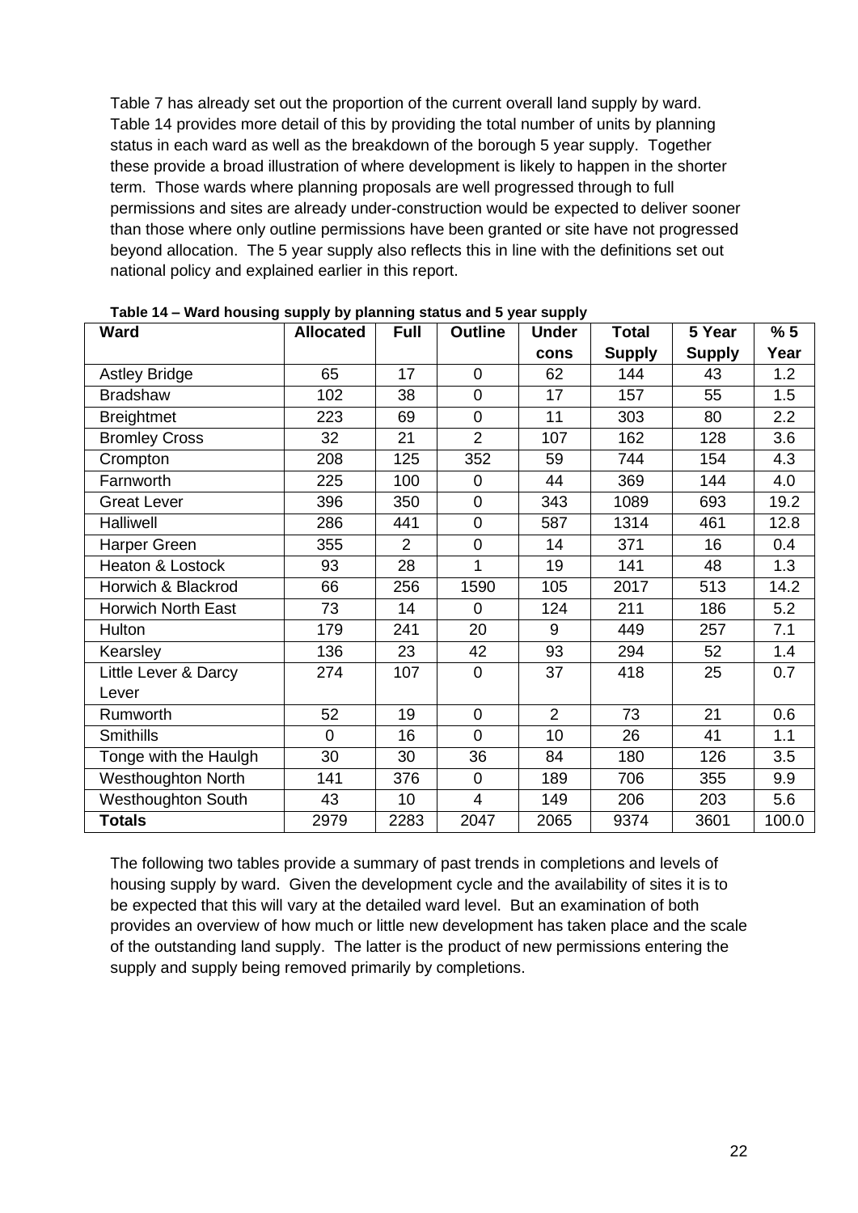Table 7 has already set out the proportion of the current overall land supply by ward. Table 14 provides more detail of this by providing the total number of units by planning status in each ward as well as the breakdown of the borough 5 year supply. Together these provide a broad illustration of where development is likely to happen in the shorter term. Those wards where planning proposals are well progressed through to full permissions and sites are already under-construction would be expected to deliver sooner than those where only outline permissions have been granted or site have not progressed beyond allocation. The 5 year supply also reflects this in line with the definitions set out national policy and explained earlier in this report.

**Table 14 – Ward housing supply by planning status and 5 year supply**

| Ward | Allocated | Full | Outline | Under cons | Total Supply | 5 Year Supply | % 5 Year |
|---|---|---|---|---|---|---|---|
| Astley Bridge | 65 | 17 | 0 | 62 | 144 | 43 | 1.2 |
| Bradshaw | 102 | 38 | 0 | 17 | 157 | 55 | 1.5 |
| Breightmet | 223 | 69 | 0 | 11 | 303 | 80 | 2.2 |
| Bromley Cross | 32 | 21 | 2 | 107 | 162 | 128 | 3.6 |
| Crompton | 208 | 125 | 352 | 59 | 744 | 154 | 4.3 |
| Farnworth | 225 | 100 | 0 | 44 | 369 | 144 | 4.0 |
| Great Lever | 396 | 350 | 0 | 343 | 1089 | 693 | 19.2 |
| Halliwell | 286 | 441 | 0 | 587 | 1314 | 461 | 12.8 |
| Harper Green | 355 | 2 | 0 | 14 | 371 | 16 | 0.4 |
| Heaton & Lostock | 93 | 28 | 1 | 19 | 141 | 48 | 1.3 |
| Horwich & Blackrod | 66 | 256 | 1590 | 105 | 2017 | 513 | 14.2 |
| Horwich North East | 73 | 14 | 0 | 124 | 211 | 186 | 5.2 |
| Hulton | 179 | 241 | 20 | 9 | 449 | 257 | 7.1 |
| Kearsley | 136 | 23 | 42 | 93 | 294 | 52 | 1.4 |
| Little Lever & Darcy Lever | 274 | 107 | 0 | 37 | 418 | 25 | 0.7 |
| Rumworth | 52 | 19 | 0 | 2 | 73 | 21 | 0.6 |
| Smithills | 0 | 16 | 0 | 10 | 26 | 41 | 1.1 |
| Tonge with the Haulgh | 30 | 30 | 36 | 84 | 180 | 126 | 3.5 |
| Westhoughton North | 141 | 376 | 0 | 189 | 706 | 355 | 9.9 |
| Westhoughton South | 43 | 10 | 4 | 149 | 206 | 203 | 5.6 |
| **Totals** | 2979 | 2283 | 2047 | 2065 | 9374 | 3601 | 100.0 |

The following two tables provide a summary of past trends in completions and levels of housing supply by ward. Given the development cycle and the availability of sites it is to be expected that this will vary at the detailed ward level. But an examination of both provides an overview of how much or little new development has taken place and the scale of the outstanding land supply. The latter is the product of new permissions entering the supply and supply being removed primarily by completions.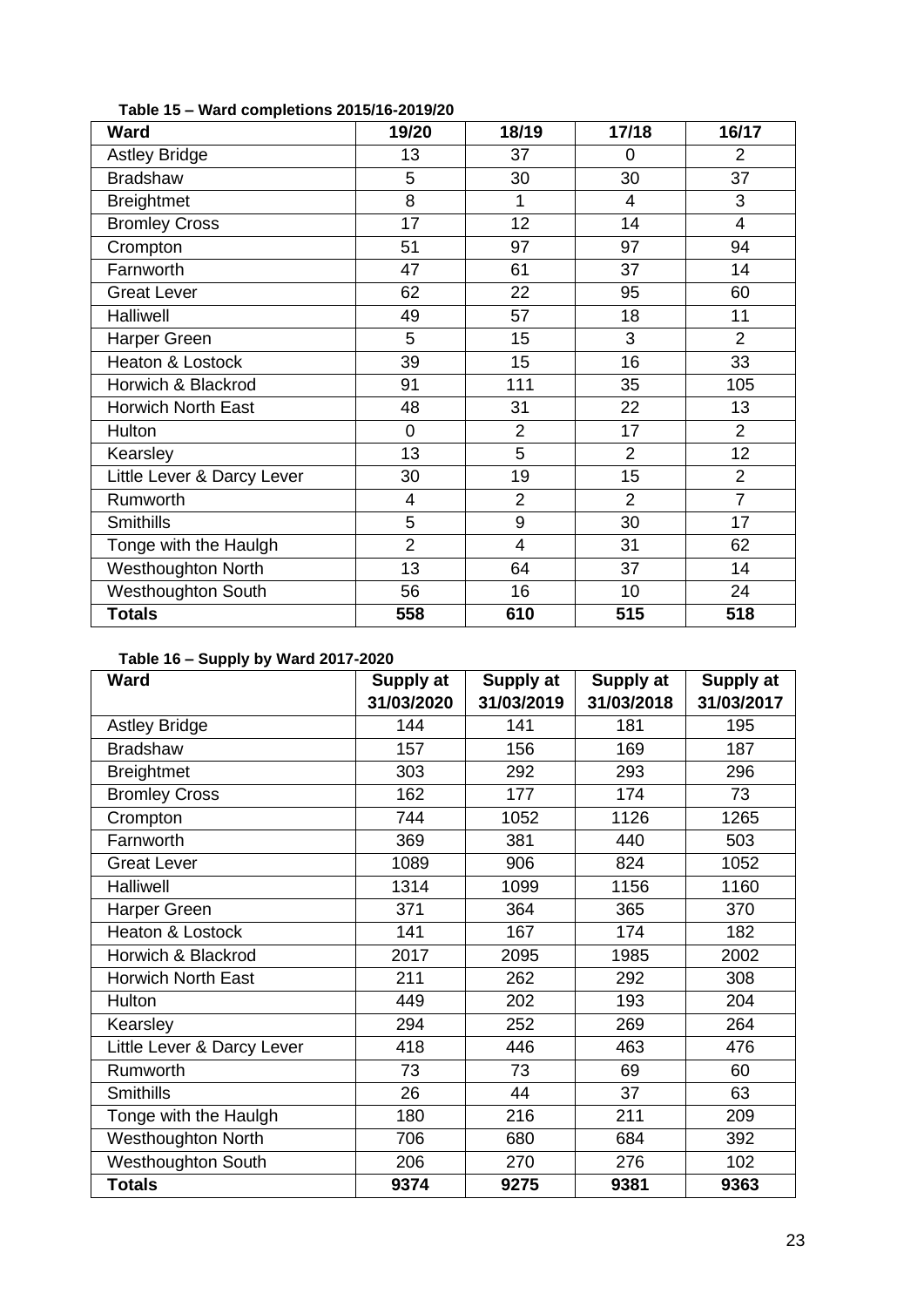**Table 15 – Ward completions 2015/16-2019/20**

| Ward | 19/20 | 18/19 | 17/18 | 16/17 |
|---|---|---|---|---|
| Astley Bridge | 13 | 37 | 0 | 2 |
| Bradshaw | 5 | 30 | 30 | 37 |
| Breightmet | 8 | 1 | 4 | 3 |
| Bromley Cross | 17 | 12 | 14 | 4 |
| Crompton | 51 | 97 | 97 | 94 |
| Farnworth | 47 | 61 | 37 | 14 |
| Great Lever | 62 | 22 | 95 | 60 |
| Halliwell | 49 | 57 | 18 | 11 |
| Harper Green | 5 | 15 | 3 | 2 |
| Heaton & Lostock | 39 | 15 | 16 | 33 |
| Horwich & Blackrod | 91 | 111 | 35 | 105 |
| Horwich North East | 48 | 31 | 22 | 13 |
| Hulton | 0 | 2 | 17 | 2 |
| Kearsley | 13 | 5 | 2 | 12 |
| Little Lever & Darcy Lever | 30 | 19 | 15 | 2 |
| Rumworth | 4 | 2 | 2 | 7 |
| Smithills | 5 | 9 | 30 | 17 |
| Tonge with the Haulgh | 2 | 4 | 31 | 62 |
| Westhoughton North | 13 | 64 | 37 | 14 |
| Westhoughton South | 56 | 16 | 10 | 24 |
| **Totals** | **558** | **610** | **515** | **518** |

**Table 16 – Supply by Ward 2017-2020**

| Ward | Supply at 31/03/2020 | Supply at 31/03/2019 | Supply at 31/03/2018 | Supply at 31/03/2017 |
|---|---|---|---|---|
| Astley Bridge | 144 | 141 | 181 | 195 |
| Bradshaw | 157 | 156 | 169 | 187 |
| Breightmet | 303 | 292 | 293 | 296 |
| Bromley Cross | 162 | 177 | 174 | 73 |
| Crompton | 744 | 1052 | 1126 | 1265 |
| Farnworth | 369 | 381 | 440 | 503 |
| Great Lever | 1089 | 906 | 824 | 1052 |
| Halliwell | 1314 | 1099 | 1156 | 1160 |
| Harper Green | 371 | 364 | 365 | 370 |
| Heaton & Lostock | 141 | 167 | 174 | 182 |
| Horwich & Blackrod | 2017 | 2095 | 1985 | 2002 |
| Horwich North East | 211 | 262 | 292 | 308 |
| Hulton | 449 | 202 | 193 | 204 |
| Kearsley | 294 | 252 | 269 | 264 |
| Little Lever & Darcy Lever | 418 | 446 | 463 | 476 |
| Rumworth | 73 | 73 | 69 | 60 |
| Smithills | 26 | 44 | 37 | 63 |
| Tonge with the Haulgh | 180 | 216 | 211 | 209 |
| Westhoughton North | 706 | 680 | 684 | 392 |
| Westhoughton South | 206 | 270 | 276 | 102 |
| **Totals** | **9374** | **9275** | **9381** | **9363** |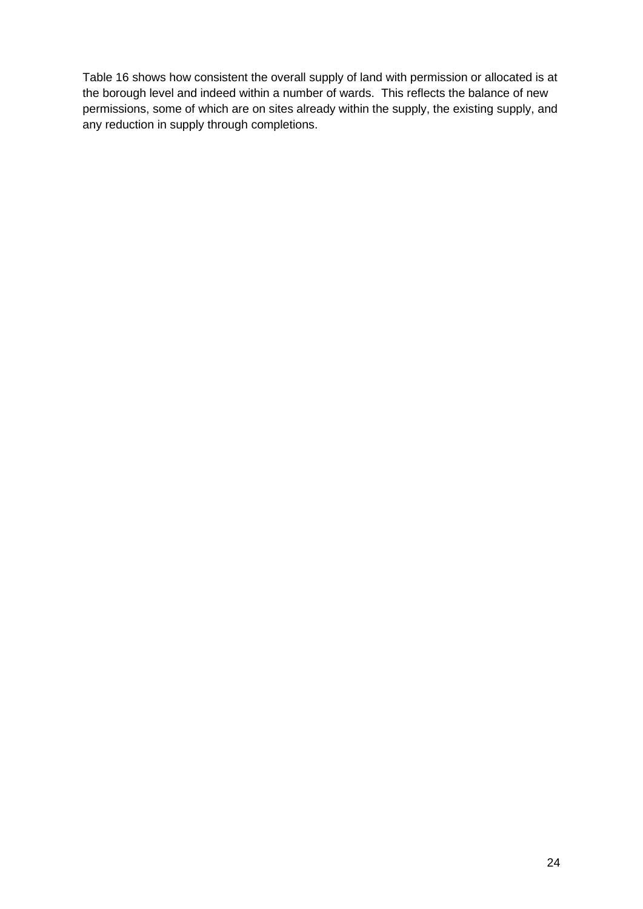Table 16 shows how consistent the overall supply of land with permission or allocated is at the borough level and indeed within a number of wards. This reflects the balance of new permissions, some of which are on sites already within the supply, the existing supply, and any reduction in supply through completions.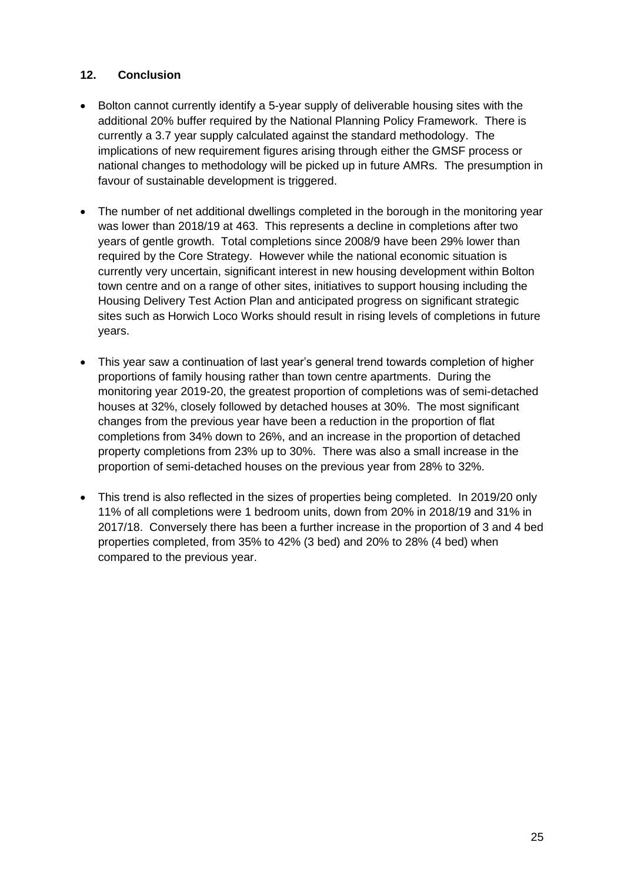## 12. Conclusion

- Bolton cannot currently identify a 5-year supply of deliverable housing sites with the additional 20% buffer required by the National Planning Policy Framework. There is currently a 3.7 year supply calculated against the standard methodology. The implications of new requirement figures arising through either the GMSF process or national changes to methodology will be picked up in future AMRs. The presumption in favour of sustainable development is triggered.

- The number of net additional dwellings completed in the borough in the monitoring year was lower than 2018/19 at 463. This represents a decline in completions after two years of gentle growth. Total completions since 2008/9 have been 29% lower than required by the Core Strategy. However while the national economic situation is currently very uncertain, significant interest in new housing development within Bolton town centre and on a range of other sites, initiatives to support housing including the Housing Delivery Test Action Plan and anticipated progress on significant strategic sites such as Horwich Loco Works should result in rising levels of completions in future years.

- This year saw a continuation of last year's general trend towards completion of higher proportions of family housing rather than town centre apartments. During the monitoring year 2019-20, the greatest proportion of completions was of semi-detached houses at 32%, closely followed by detached houses at 30%. The most significant changes from the previous year have been a reduction in the proportion of flat completions from 34% down to 26%, and an increase in the proportion of detached property completions from 23% up to 30%. There was also a small increase in the proportion of semi-detached houses on the previous year from 28% to 32%.

- This trend is also reflected in the sizes of properties being completed. In 2019/20 only 11% of all completions were 1 bedroom units, down from 20% in 2018/19 and 31% in 2017/18. Conversely there has been a further increase in the proportion of 3 and 4 bed properties completed, from 35% to 42% (3 bed) and 20% to 28% (4 bed) when compared to the previous year.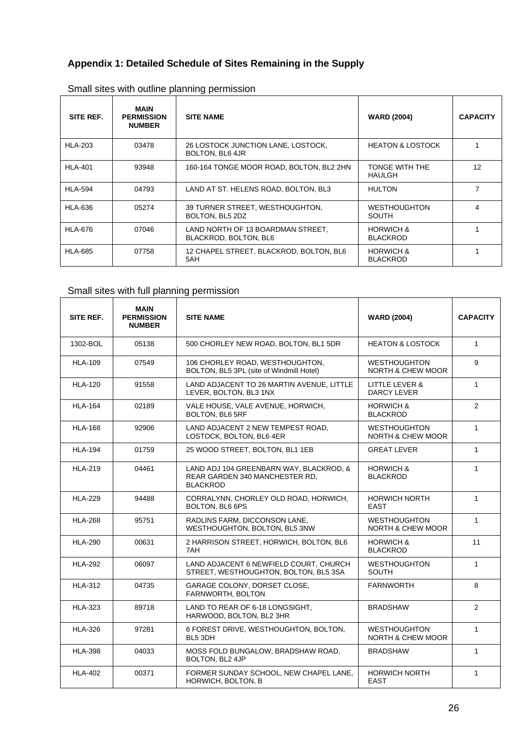## Appendix 1: Detailed Schedule of Sites Remaining in the Supply

Small sites with outline planning permission

| SITE REF. | MAIN PERMISSION NUMBER | SITE NAME | WARD (2004) | CAPACITY |
|---|---|---|---|---|
| HLA-203 | 03478 | 26 LOSTOCK JUNCTION LANE, LOSTOCK, BOLTON, BL6 4JR | HEATON & LOSTOCK | 1 |
| HLA-401 | 93948 | 160-164 TONGE MOOR ROAD, BOLTON, BL2 2HN | TONGE WITH THE HAULGH | 12 |
| HLA-594 | 04793 | LAND AT ST. HELENS ROAD, BOLTON, BL3 | HULTON | 7 |
| HLA-636 | 05274 | 39 TURNER STREET, WESTHOUGHTON, BOLTON, BL5 2DZ | WESTHOUGHTON SOUTH | 4 |
| HLA-676 | 07046 | LAND NORTH OF 13 BOARDMAN STREET, BLACKROD, BOLTON, BL6 | HORWICH & BLACKROD | 1 |
| HLA-685 | 07758 | 12 CHAPEL STREET, BLACKROD, BOLTON, BL6 5AH | HORWICH & BLACKROD | 1 |

Small sites with full planning permission

| SITE REF. | MAIN PERMISSION NUMBER | SITE NAME | WARD (2004) | CAPACITY |
|---|---|---|---|---|
| 1302-BOL | 05138 | 500 CHORLEY NEW ROAD, BOLTON, BL1 5DR | HEATON & LOSTOCK | 1 |
| HLA-109 | 07549 | 106 CHORLEY ROAD, WESTHOUGHTON, BOLTON, BL5 3PL (site of Windmill Hotel) | WESTHOUGHTON NORTH & CHEW MOOR | 9 |
| HLA-120 | 91558 | LAND ADJACENT TO 26 MARTIN AVENUE, LITTLE LEVER, BOLTON, BL3 1NX | LITTLE LEVER & DARCY LEVER | 1 |
| HLA-164 | 02189 | VALE HOUSE, VALE AVENUE, HORWICH, BOLTON, BL6 5RF | HORWICH & BLACKROD | 2 |
| HLA-168 | 92906 | LAND ADJACENT 2 NEW TEMPEST ROAD, LOSTOCK, BOLTON, BL6 4ER | WESTHOUGHTON NORTH & CHEW MOOR | 1 |
| HLA-194 | 01759 | 25 WOOD STREET, BOLTON, BL1 1EB | GREAT LEVER | 1 |
| HLA-219 | 04461 | LAND ADJ 104 GREENBARN WAY, BLACKROD, & REAR GARDEN 340 MANCHESTER RD, BLACKROD | HORWICH & BLACKROD | 1 |
| HLA-229 | 94488 | CORRALYNN, CHORLEY OLD ROAD, HORWICH, BOLTON, BL6 6PS | HORWICH NORTH EAST | 1 |
| HLA-268 | 95751 | RADLINS FARM, DICCONSON LANE, WESTHOUGHTON, BOLTON, BL5 3NW | WESTHOUGHTON NORTH & CHEW MOOR | 1 |
| HLA-290 | 00631 | 2 HARRISON STREET, HORWICH, BOLTON, BL6 7AH | HORWICH & BLACKROD | 11 |
| HLA-292 | 06097 | LAND ADJACENT 6 NEWFIELD COURT, CHURCH STREET, WESTHOUGHTON, BOLTON, BL5 3SA | WESTHOUGHTON SOUTH | 1 |
| HLA-312 | 04735 | GARAGE COLONY, DORSET CLOSE, FARNWORTH, BOLTON | FARNWORTH | 8 |
| HLA-323 | 89718 | LAND TO REAR OF 6-18 LONGSIGHT, HARWOOD, BOLTON, BL2 3HR | BRADSHAW | 2 |
| HLA-326 | 97281 | 6 FOREST DRIVE, WESTHOUGHTON, BOLTON, BL5 3DH | WESTHOUGHTON NORTH & CHEW MOOR | 1 |
| HLA-398 | 04033 | MOSS FOLD BUNGALOW, BRADSHAW ROAD, BOLTON, BL2 4JP | BRADSHAW | 1 |
| HLA-402 | 00371 | FORMER SUNDAY SCHOOL, NEW CHAPEL LANE, HORWICH, BOLTON, B | HORWICH NORTH EAST | 1 |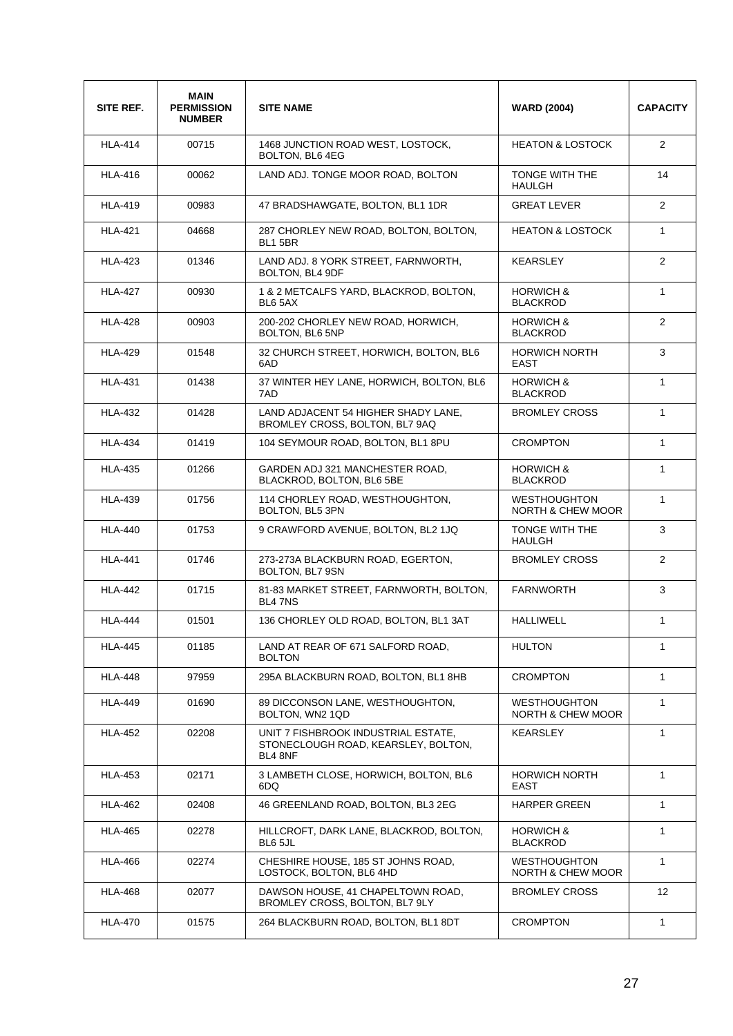| SITE REF. | MAIN PERMISSION NUMBER | SITE NAME | WARD (2004) | CAPACITY |
|---|---|---|---|---|
| HLA-414 | 00715 | 1468 JUNCTION ROAD WEST, LOSTOCK, BOLTON, BL6 4EG | HEATON & LOSTOCK | 2 |
| HLA-416 | 00062 | LAND ADJ. TONGE MOOR ROAD, BOLTON | TONGE WITH THE HAULGH | 14 |
| HLA-419 | 00983 | 47 BRADSHAWGATE, BOLTON, BL1 1DR | GREAT LEVER | 2 |
| HLA-421 | 04668 | 287 CHORLEY NEW ROAD, BOLTON, BOLTON, BL1 5BR | HEATON & LOSTOCK | 1 |
| HLA-423 | 01346 | LAND ADJ. 8 YORK STREET, FARNWORTH, BOLTON, BL4 9DF | KEARSLEY | 2 |
| HLA-427 | 00930 | 1 & 2 METCALFS YARD, BLACKROD, BOLTON, BL6 5AX | HORWICH & BLACKROD | 1 |
| HLA-428 | 00903 | 200-202 CHORLEY NEW ROAD, HORWICH, BOLTON, BL6 5NP | HORWICH & BLACKROD | 2 |
| HLA-429 | 01548 | 32 CHURCH STREET, HORWICH, BOLTON, BL6 6AD | HORWICH NORTH EAST | 3 |
| HLA-431 | 01438 | 37 WINTER HEY LANE, HORWICH, BOLTON, BL6 7AD | HORWICH & BLACKROD | 1 |
| HLA-432 | 01428 | LAND ADJACENT 54 HIGHER SHADY LANE, BROMLEY CROSS, BOLTON, BL7 9AQ | BROMLEY CROSS | 1 |
| HLA-434 | 01419 | 104 SEYMOUR ROAD, BOLTON, BL1 8PU | CROMPTON | 1 |
| HLA-435 | 01266 | GARDEN ADJ 321 MANCHESTER ROAD, BLACKROD, BOLTON, BL6 5BE | HORWICH & BLACKROD | 1 |
| HLA-439 | 01756 | 114 CHORLEY ROAD, WESTHOUGHTON, BOLTON, BL5 3PN | WESTHOUGHTON NORTH & CHEW MOOR | 1 |
| HLA-440 | 01753 | 9 CRAWFORD AVENUE, BOLTON, BL2 1JQ | TONGE WITH THE HAULGH | 3 |
| HLA-441 | 01746 | 273-273A BLACKBURN ROAD, EGERTON, BOLTON, BL7 9SN | BROMLEY CROSS | 2 |
| HLA-442 | 01715 | 81-83 MARKET STREET, FARNWORTH, BOLTON, BL4 7NS | FARNWORTH | 3 |
| HLA-444 | 01501 | 136 CHORLEY OLD ROAD, BOLTON, BL1 3AT | HALLIWELL | 1 |
| HLA-445 | 01185 | LAND AT REAR OF 671 SALFORD ROAD, BOLTON | HULTON | 1 |
| HLA-448 | 97959 | 295A BLACKBURN ROAD, BOLTON, BL1 8HB | CROMPTON | 1 |
| HLA-449 | 01690 | 89 DICCONSON LANE, WESTHOUGHTON, BOLTON, WN2 1QD | WESTHOUGHTON NORTH & CHEW MOOR | 1 |
| HLA-452 | 02208 | UNIT 7 FISHBROOK INDUSTRIAL ESTATE, STONECLOUGH ROAD, KEARSLEY, BOLTON, BL4 8NF | KEARSLEY | 1 |
| HLA-453 | 02171 | 3 LAMBETH CLOSE, HORWICH, BOLTON, BL6 6DQ | HORWICH NORTH EAST | 1 |
| HLA-462 | 02408 | 46 GREENLAND ROAD, BOLTON, BL3 2EG | HARPER GREEN | 1 |
| HLA-465 | 02278 | HILLCROFT, DARK LANE, BLACKROD, BOLTON, BL6 5JL | HORWICH & BLACKROD | 1 |
| HLA-466 | 02274 | CHESHIRE HOUSE, 185 ST JOHNS ROAD, LOSTOCK, BOLTON, BL6 4HD | WESTHOUGHTON NORTH & CHEW MOOR | 1 |
| HLA-468 | 02077 | DAWSON HOUSE, 41 CHAPELTOWN ROAD, BROMLEY CROSS, BOLTON, BL7 9LY | BROMLEY CROSS | 12 |
| HLA-470 | 01575 | 264 BLACKBURN ROAD, BOLTON, BL1 8DT | CROMPTON | 1 |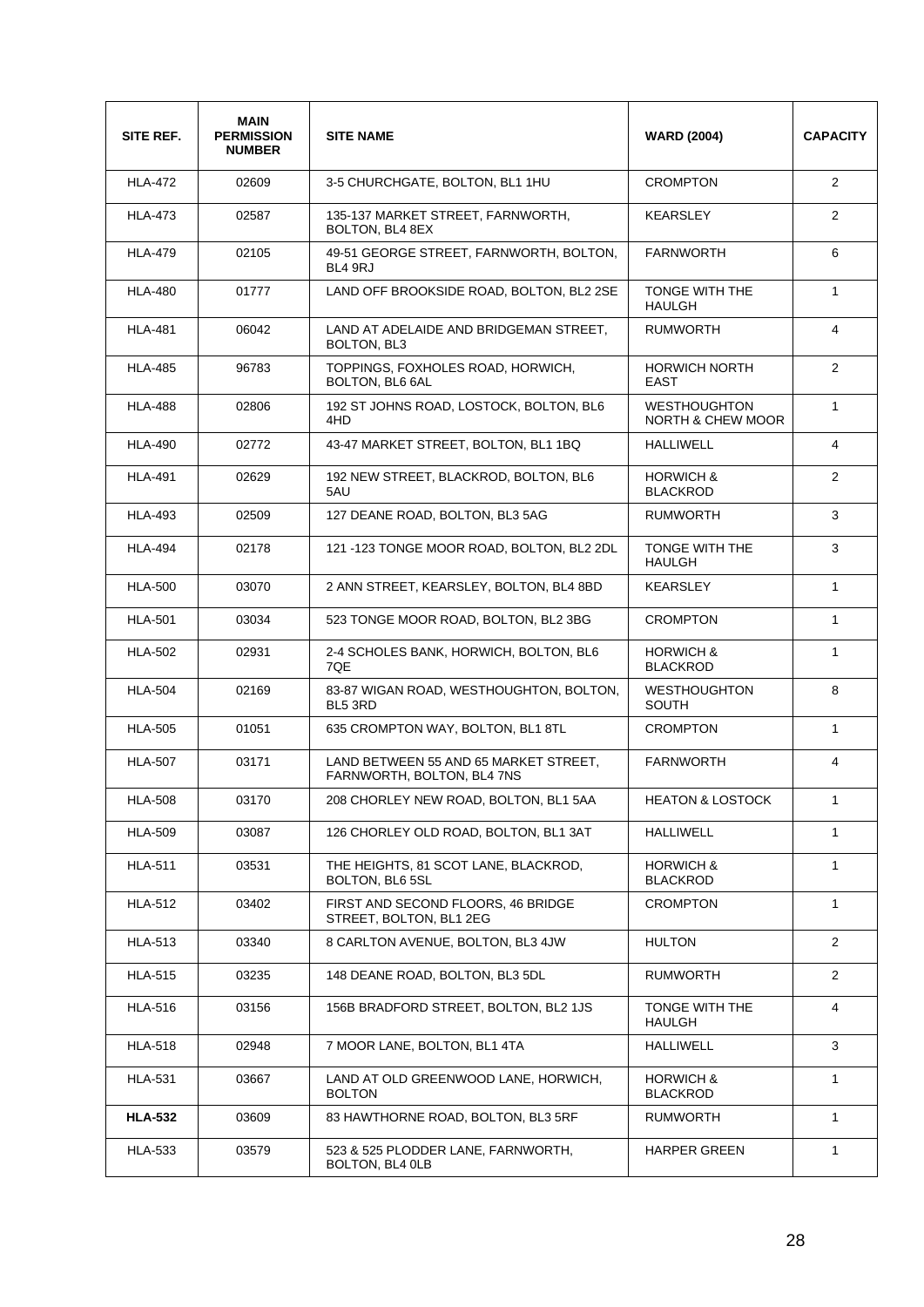| SITE REF. | MAIN PERMISSION NUMBER | SITE NAME | WARD (2004) | CAPACITY |
|---|---|---|---|---|
| HLA-472 | 02609 | 3-5 CHURCHGATE, BOLTON, BL1 1HU | CROMPTON | 2 |
| HLA-473 | 02587 | 135-137 MARKET STREET, FARNWORTH, BOLTON, BL4 8EX | KEARSLEY | 2 |
| HLA-479 | 02105 | 49-51 GEORGE STREET, FARNWORTH, BOLTON, BL4 9RJ | FARNWORTH | 6 |
| HLA-480 | 01777 | LAND OFF BROOKSIDE ROAD, BOLTON, BL2 2SE | TONGE WITH THE HAULGH | 1 |
| HLA-481 | 06042 | LAND AT ADELAIDE AND BRIDGEMAN STREET, BOLTON, BL3 | RUMWORTH | 4 |
| HLA-485 | 96783 | TOPPINGS, FOXHOLES ROAD, HORWICH, BOLTON, BL6 6AL | HORWICH NORTH EAST | 2 |
| HLA-488 | 02806 | 192 ST JOHNS ROAD, LOSTOCK, BOLTON, BL6 4HD | WESTHOUGHTON NORTH & CHEW MOOR | 1 |
| HLA-490 | 02772 | 43-47 MARKET STREET, BOLTON, BL1 1BQ | HALLIWELL | 4 |
| HLA-491 | 02629 | 192 NEW STREET, BLACKROD, BOLTON, BL6 5AU | HORWICH & BLACKROD | 2 |
| HLA-493 | 02509 | 127 DEANE ROAD, BOLTON, BL3 5AG | RUMWORTH | 3 |
| HLA-494 | 02178 | 121 -123 TONGE MOOR ROAD, BOLTON, BL2 2DL | TONGE WITH THE HAULGH | 3 |
| HLA-500 | 03070 | 2 ANN STREET, KEARSLEY, BOLTON, BL4 8BD | KEARSLEY | 1 |
| HLA-501 | 03034 | 523 TONGE MOOR ROAD, BOLTON, BL2 3BG | CROMPTON | 1 |
| HLA-502 | 02931 | 2-4 SCHOLES BANK, HORWICH, BOLTON, BL6 7QE | HORWICH & BLACKROD | 1 |
| HLA-504 | 02169 | 83-87 WIGAN ROAD, WESTHOUGHTON, BOLTON, BL5 3RD | WESTHOUGHTON SOUTH | 8 |
| HLA-505 | 01051 | 635 CROMPTON WAY, BOLTON, BL1 8TL | CROMPTON | 1 |
| HLA-507 | 03171 | LAND BETWEEN 55 AND 65 MARKET STREET, FARNWORTH, BOLTON, BL4 7NS | FARNWORTH | 4 |
| HLA-508 | 03170 | 208 CHORLEY NEW ROAD, BOLTON, BL1 5AA | HEATON & LOSTOCK | 1 |
| HLA-509 | 03087 | 126 CHORLEY OLD ROAD, BOLTON, BL1 3AT | HALLIWELL | 1 |
| HLA-511 | 03531 | THE HEIGHTS, 81 SCOT LANE, BLACKROD, BOLTON, BL6 5SL | HORWICH & BLACKROD | 1 |
| HLA-512 | 03402 | FIRST AND SECOND FLOORS, 46 BRIDGE STREET, BOLTON, BL1 2EG | CROMPTON | 1 |
| HLA-513 | 03340 | 8 CARLTON AVENUE, BOLTON, BL3 4JW | HULTON | 2 |
| HLA-515 | 03235 | 148 DEANE ROAD, BOLTON, BL3 5DL | RUMWORTH | 2 |
| HLA-516 | 03156 | 156B BRADFORD STREET, BOLTON, BL2 1JS | TONGE WITH THE HAULGH | 4 |
| HLA-518 | 02948 | 7 MOOR LANE, BOLTON, BL1 4TA | HALLIWELL | 3 |
| HLA-531 | 03667 | LAND AT OLD GREENWOOD LANE, HORWICH, BOLTON | HORWICH & BLACKROD | 1 |
| **HLA-532** | 03609 | 83 HAWTHORNE ROAD, BOLTON, BL3 5RF | RUMWORTH | 1 |
| HLA-533 | 03579 | 523 & 525 PLODDER LANE, FARNWORTH, BOLTON, BL4 0LB | HARPER GREEN | 1 |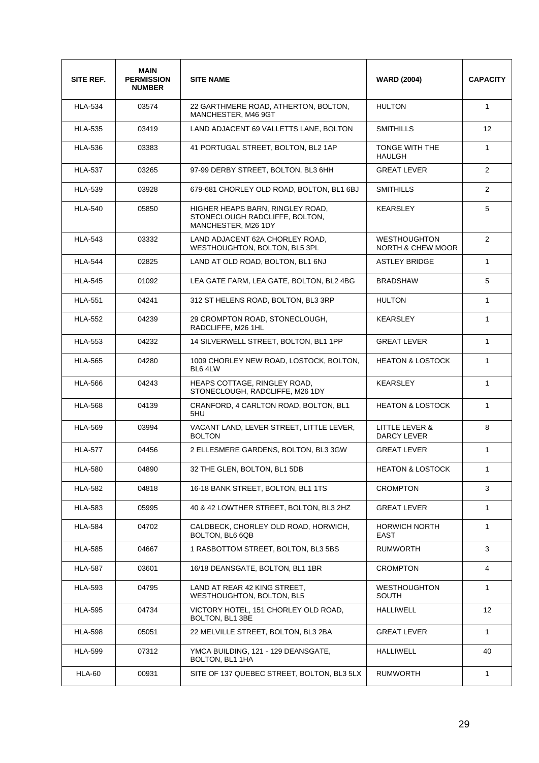| SITE REF. | MAIN PERMISSION NUMBER | SITE NAME | WARD (2004) | CAPACITY |
|---|---|---|---|---|
| HLA-534 | 03574 | 22 GARTHMERE ROAD, ATHERTON, BOLTON, MANCHESTER, M46 9GT | HULTON | 1 |
| HLA-535 | 03419 | LAND ADJACENT 69 VALLETTS LANE, BOLTON | SMITHILLS | 12 |
| HLA-536 | 03383 | 41 PORTUGAL STREET, BOLTON, BL2 1AP | TONGE WITH THE HAULGH | 1 |
| HLA-537 | 03265 | 97-99 DERBY STREET, BOLTON, BL3 6HH | GREAT LEVER | 2 |
| HLA-539 | 03928 | 679-681 CHORLEY OLD ROAD, BOLTON, BL1 6BJ | SMITHILLS | 2 |
| HLA-540 | 05850 | HIGHER HEAPS BARN, RINGLEY ROAD, STONECLOUGH RADCLIFFE, BOLTON, MANCHESTER, M26 1DY | KEARSLEY | 5 |
| HLA-543 | 03332 | LAND ADJACENT 62A CHORLEY ROAD, WESTHOUGHTON, BOLTON, BL5 3PL | WESTHOUGHTON NORTH & CHEW MOOR | 2 |
| HLA-544 | 02825 | LAND AT OLD ROAD, BOLTON, BL1 6NJ | ASTLEY BRIDGE | 1 |
| HLA-545 | 01092 | LEA GATE FARM, LEA GATE, BOLTON, BL2 4BG | BRADSHAW | 5 |
| HLA-551 | 04241 | 312 ST HELENS ROAD, BOLTON, BL3 3RP | HULTON | 1 |
| HLA-552 | 04239 | 29 CROMPTON ROAD, STONECLOUGH, RADCLIFFE, M26 1HL | KEARSLEY | 1 |
| HLA-553 | 04232 | 14 SILVERWELL STREET, BOLTON, BL1 1PP | GREAT LEVER | 1 |
| HLA-565 | 04280 | 1009 CHORLEY NEW ROAD, LOSTOCK, BOLTON, BL6 4LW | HEATON & LOSTOCK | 1 |
| HLA-566 | 04243 | HEAPS COTTAGE, RINGLEY ROAD, STONECLOUGH, RADCLIFFE, M26 1DY | KEARSLEY | 1 |
| HLA-568 | 04139 | CRANFORD, 4 CARLTON ROAD, BOLTON, BL1 5HU | HEATON & LOSTOCK | 1 |
| HLA-569 | 03994 | VACANT LAND, LEVER STREET, LITTLE LEVER, BOLTON | LITTLE LEVER & DARCY LEVER | 8 |
| HLA-577 | 04456 | 2 ELLESMERE GARDENS, BOLTON, BL3 3GW | GREAT LEVER | 1 |
| HLA-580 | 04890 | 32 THE GLEN, BOLTON, BL1 5DB | HEATON & LOSTOCK | 1 |
| HLA-582 | 04818 | 16-18 BANK STREET, BOLTON, BL1 1TS | CROMPTON | 3 |
| HLA-583 | 05995 | 40 & 42 LOWTHER STREET, BOLTON, BL3 2HZ | GREAT LEVER | 1 |
| HLA-584 | 04702 | CALDBECK, CHORLEY OLD ROAD, HORWICH, BOLTON, BL6 6QB | HORWICH NORTH EAST | 1 |
| HLA-585 | 04667 | 1 RASBOTTOM STREET, BOLTON, BL3 5BS | RUMWORTH | 3 |
| HLA-587 | 03601 | 16/18 DEANSGATE, BOLTON, BL1 1BR | CROMPTON | 4 |
| HLA-593 | 04795 | LAND AT REAR 42 KING STREET, WESTHOUGHTON, BOLTON, BL5 | WESTHOUGHTON SOUTH | 1 |
| HLA-595 | 04734 | VICTORY HOTEL, 151 CHORLEY OLD ROAD, BOLTON, BL1 3BE | HALLIWELL | 12 |
| HLA-598 | 05051 | 22 MELVILLE STREET, BOLTON, BL3 2BA | GREAT LEVER | 1 |
| HLA-599 | 07312 | YMCA BUILDING, 121 - 129 DEANSGATE, BOLTON, BL1 1HA | HALLIWELL | 40 |
| HLA-60 | 00931 | SITE OF 137 QUEBEC STREET, BOLTON, BL3 5LX | RUMWORTH | 1 |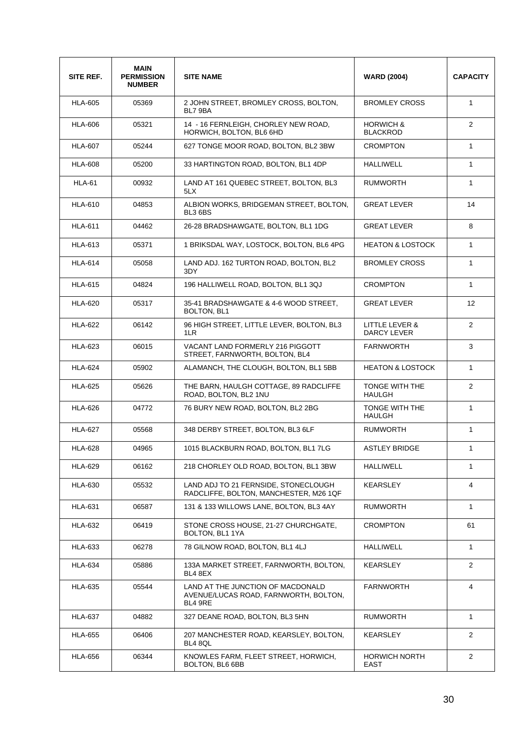| SITE REF. | MAIN PERMISSION NUMBER | SITE NAME | WARD (2004) | CAPACITY |
|---|---|---|---|---|
| HLA-605 | 05369 | 2 JOHN STREET, BROMLEY CROSS, BOLTON, BL7 9BA | BROMLEY CROSS | 1 |
| HLA-606 | 05321 | 14 - 16 FERNLEIGH, CHORLEY NEW ROAD, HORWICH, BOLTON, BL6 6HD | HORWICH & BLACKROD | 2 |
| HLA-607 | 05244 | 627 TONGE MOOR ROAD, BOLTON, BL2 3BW | CROMPTON | 1 |
| HLA-608 | 05200 | 33 HARTINGTON ROAD, BOLTON, BL1 4DP | HALLIWELL | 1 |
| HLA-61 | 00932 | LAND AT 161 QUEBEC STREET, BOLTON, BL3 5LX | RUMWORTH | 1 |
| HLA-610 | 04853 | ALBION WORKS, BRIDGEMAN STREET, BOLTON, BL3 6BS | GREAT LEVER | 14 |
| HLA-611 | 04462 | 26-28 BRADSHAWGATE, BOLTON, BL1 1DG | GREAT LEVER | 8 |
| HLA-613 | 05371 | 1 BRIKSDAL WAY, LOSTOCK, BOLTON, BL6 4PG | HEATON & LOSTOCK | 1 |
| HLA-614 | 05058 | LAND ADJ. 162 TURTON ROAD, BOLTON, BL2 3DY | BROMLEY CROSS | 1 |
| HLA-615 | 04824 | 196 HALLIWELL ROAD, BOLTON, BL1 3QJ | CROMPTON | 1 |
| HLA-620 | 05317 | 35-41 BRADSHAWGATE & 4-6 WOOD STREET, BOLTON, BL1 | GREAT LEVER | 12 |
| HLA-622 | 06142 | 96 HIGH STREET, LITTLE LEVER, BOLTON, BL3 1LR | LITTLE LEVER & DARCY LEVER | 2 |
| HLA-623 | 06015 | VACANT LAND FORMERLY 216 PIGGOTT STREET, FARNWORTH, BOLTON, BL4 | FARNWORTH | 3 |
| HLA-624 | 05902 | ALAMANCH, THE CLOUGH, BOLTON, BL1 5BB | HEATON & LOSTOCK | 1 |
| HLA-625 | 05626 | THE BARN, HAULGH COTTAGE, 89 RADCLIFFE ROAD, BOLTON, BL2 1NU | TONGE WITH THE HAULGH | 2 |
| HLA-626 | 04772 | 76 BURY NEW ROAD, BOLTON, BL2 2BG | TONGE WITH THE HAULGH | 1 |
| HLA-627 | 05568 | 348 DERBY STREET, BOLTON, BL3 6LF | RUMWORTH | 1 |
| HLA-628 | 04965 | 1015 BLACKBURN ROAD, BOLTON, BL1 7LG | ASTLEY BRIDGE | 1 |
| HLA-629 | 06162 | 218 CHORLEY OLD ROAD, BOLTON, BL1 3BW | HALLIWELL | 1 |
| HLA-630 | 05532 | LAND ADJ TO 21 FERNSIDE, STONECLOUGH RADCLIFFE, BOLTON, MANCHESTER, M26 1QF | KEARSLEY | 4 |
| HLA-631 | 06587 | 131 & 133 WILLOWS LANE, BOLTON, BL3 4AY | RUMWORTH | 1 |
| HLA-632 | 06419 | STONE CROSS HOUSE, 21-27 CHURCHGATE, BOLTON, BL1 1YA | CROMPTON | 61 |
| HLA-633 | 06278 | 78 GILNOW ROAD, BOLTON, BL1 4LJ | HALLIWELL | 1 |
| HLA-634 | 05886 | 133A MARKET STREET, FARNWORTH, BOLTON, BL4 8EX | KEARSLEY | 2 |
| HLA-635 | 05544 | LAND AT THE JUNCTION OF MACDONALD AVENUE/LUCAS ROAD, FARNWORTH, BOLTON, BL4 9RE | FARNWORTH | 4 |
| HLA-637 | 04882 | 327 DEANE ROAD, BOLTON, BL3 5HN | RUMWORTH | 1 |
| HLA-655 | 06406 | 207 MANCHESTER ROAD, KEARSLEY, BOLTON, BL4 8QL | KEARSLEY | 2 |
| HLA-656 | 06344 | KNOWLES FARM, FLEET STREET, HORWICH, BOLTON, BL6 6BB | HORWICH NORTH EAST | 2 |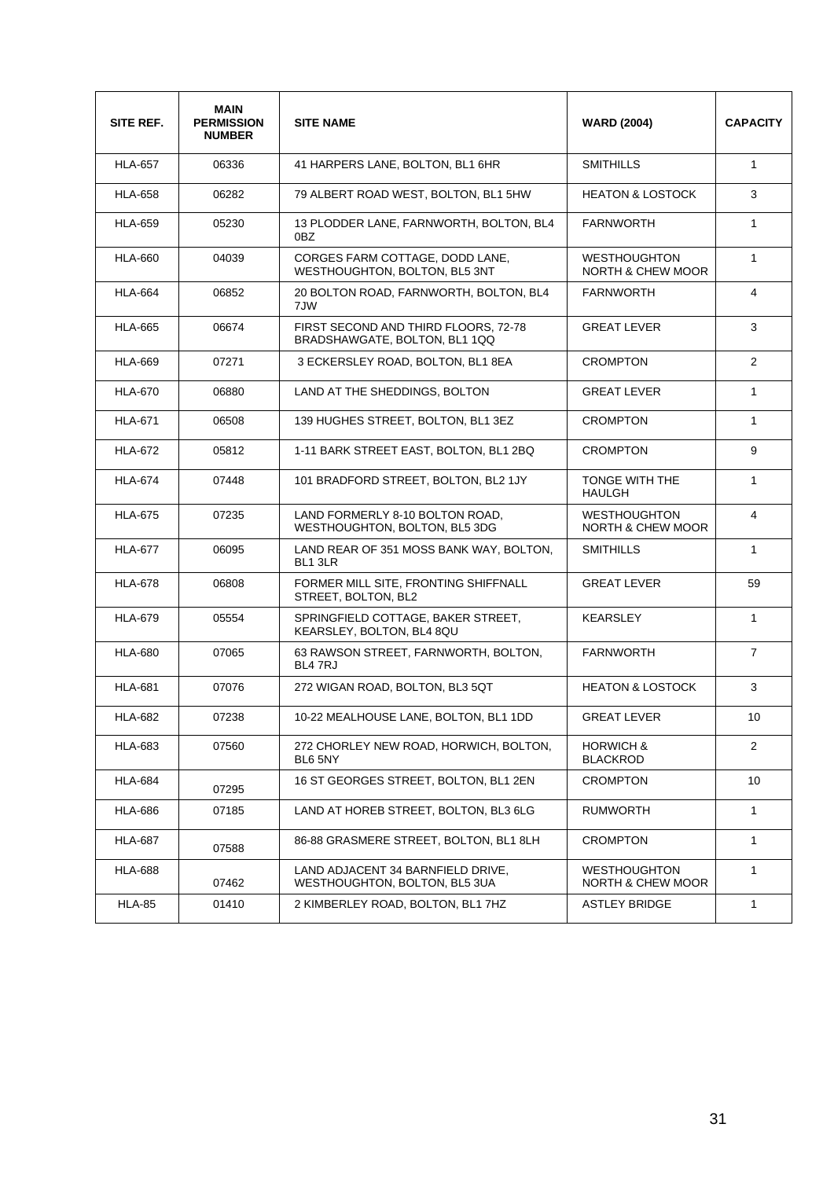| SITE REF. | MAIN PERMISSION NUMBER | SITE NAME | WARD (2004) | CAPACITY |
|---|---|---|---|---|
| HLA-657 | 06336 | 41 HARPERS LANE, BOLTON, BL1 6HR | SMITHILLS | 1 |
| HLA-658 | 06282 | 79 ALBERT ROAD WEST, BOLTON, BL1 5HW | HEATON & LOSTOCK | 3 |
| HLA-659 | 05230 | 13 PLODDER LANE, FARNWORTH, BOLTON, BL4 0BZ | FARNWORTH | 1 |
| HLA-660 | 04039 | CORGES FARM COTTAGE, DODD LANE, WESTHOUGHTON, BOLTON, BL5 3NT | WESTHOUGHTON NORTH & CHEW MOOR | 1 |
| HLA-664 | 06852 | 20 BOLTON ROAD, FARNWORTH, BOLTON, BL4 7JW | FARNWORTH | 4 |
| HLA-665 | 06674 | FIRST SECOND AND THIRD FLOORS, 72-78 BRADSHAWGATE, BOLTON, BL1 1QQ | GREAT LEVER | 3 |
| HLA-669 | 07271 | 3 ECKERSLEY ROAD, BOLTON, BL1 8EA | CROMPTON | 2 |
| HLA-670 | 06880 | LAND AT THE SHEDDINGS, BOLTON | GREAT LEVER | 1 |
| HLA-671 | 06508 | 139 HUGHES STREET, BOLTON, BL1 3EZ | CROMPTON | 1 |
| HLA-672 | 05812 | 1-11 BARK STREET EAST, BOLTON, BL1 2BQ | CROMPTON | 9 |
| HLA-674 | 07448 | 101 BRADFORD STREET, BOLTON, BL2 1JY | TONGE WITH THE HAULGH | 1 |
| HLA-675 | 07235 | LAND FORMERLY 8-10 BOLTON ROAD, WESTHOUGHTON, BOLTON, BL5 3DG | WESTHOUGHTON NORTH & CHEW MOOR | 4 |
| HLA-677 | 06095 | LAND REAR OF 351 MOSS BANK WAY, BOLTON, BL1 3LR | SMITHILLS | 1 |
| HLA-678 | 06808 | FORMER MILL SITE, FRONTING SHIFFNALL STREET, BOLTON, BL2 | GREAT LEVER | 59 |
| HLA-679 | 05554 | SPRINGFIELD COTTAGE, BAKER STREET, KEARSLEY, BOLTON, BL4 8QU | KEARSLEY | 1 |
| HLA-680 | 07065 | 63 RAWSON STREET, FARNWORTH, BOLTON, BL4 7RJ | FARNWORTH | 7 |
| HLA-681 | 07076 | 272 WIGAN ROAD, BOLTON, BL3 5QT | HEATON & LOSTOCK | 3 |
| HLA-682 | 07238 | 10-22 MEALHOUSE LANE, BOLTON, BL1 1DD | GREAT LEVER | 10 |
| HLA-683 | 07560 | 272 CHORLEY NEW ROAD, HORWICH, BOLTON, BL6 5NY | HORWICH & BLACKROD | 2 |
| HLA-684 | 07295 | 16 ST GEORGES STREET, BOLTON, BL1 2EN | CROMPTON | 10 |
| HLA-686 | 07185 | LAND AT HOREB STREET, BOLTON, BL3 6LG | RUMWORTH | 1 |
| HLA-687 | 07588 | 86-88 GRASMERE STREET, BOLTON, BL1 8LH | CROMPTON | 1 |
| HLA-688 | 07462 | LAND ADJACENT 34 BARNFIELD DRIVE, WESTHOUGHTON, BOLTON, BL5 3UA | WESTHOUGHTON NORTH & CHEW MOOR | 1 |
| HLA-85 | 01410 | 2 KIMBERLEY ROAD, BOLTON, BL1 7HZ | ASTLEY BRIDGE | 1 |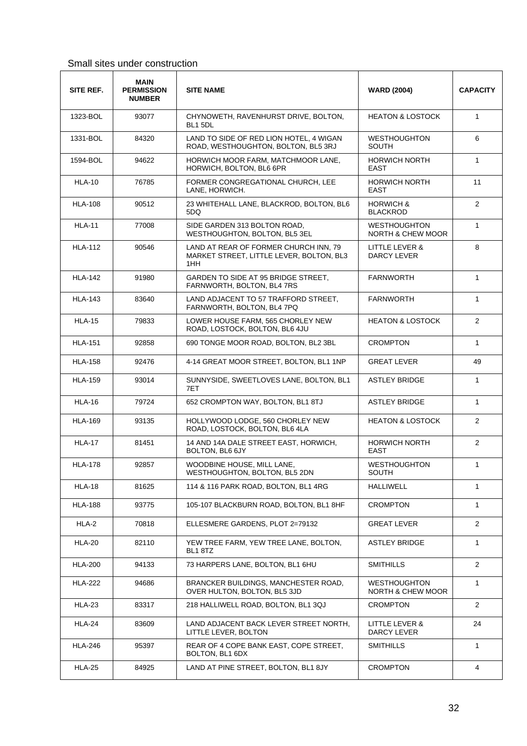Small sites under construction

| SITE REF. | MAIN PERMISSION NUMBER | SITE NAME | WARD (2004) | CAPACITY |
|---|---|---|---|---|
| 1323-BOL | 93077 | CHYNOWETH, RAVENHURST DRIVE, BOLTON, BL1 5DL | HEATON & LOSTOCK | 1 |
| 1331-BOL | 84320 | LAND TO SIDE OF RED LION HOTEL, 4 WIGAN ROAD, WESTHOUGHTON, BOLTON, BL5 3RJ | WESTHOUGHTON SOUTH | 6 |
| 1594-BOL | 94622 | HORWICH MOOR FARM, MATCHMOOR LANE, HORWICH, BOLTON, BL6 6PR | HORWICH NORTH EAST | 1 |
| HLA-10 | 76785 | FORMER CONGREGATIONAL CHURCH, LEE LANE, HORWICH. | HORWICH NORTH EAST | 11 |
| HLA-108 | 90512 | 23 WHITEHALL LANE, BLACKROD, BOLTON, BL6 5DQ | HORWICH & BLACKROD | 2 |
| HLA-11 | 77008 | SIDE GARDEN 313 BOLTON ROAD, WESTHOUGHTON, BOLTON, BL5 3EL | WESTHOUGHTON NORTH & CHEW MOOR | 1 |
| HLA-112 | 90546 | LAND AT REAR OF FORMER CHURCH INN, 79 MARKET STREET, LITTLE LEVER, BOLTON, BL3 1HH | LITTLE LEVER & DARCY LEVER | 8 |
| HLA-142 | 91980 | GARDEN TO SIDE AT 95 BRIDGE STREET, FARNWORTH, BOLTON, BL4 7RS | FARNWORTH | 1 |
| HLA-143 | 83640 | LAND ADJACENT TO 57 TRAFFORD STREET, FARNWORTH, BOLTON, BL4 7PQ | FARNWORTH | 1 |
| HLA-15 | 79833 | LOWER HOUSE FARM, 565 CHORLEY NEW ROAD, LOSTOCK, BOLTON, BL6 4JU | HEATON & LOSTOCK | 2 |
| HLA-151 | 92858 | 690 TONGE MOOR ROAD, BOLTON, BL2 3BL | CROMPTON | 1 |
| HLA-158 | 92476 | 4-14 GREAT MOOR STREET, BOLTON, BL1 1NP | GREAT LEVER | 49 |
| HLA-159 | 93014 | SUNNYSIDE, SWEETLOVES LANE, BOLTON, BL1 7ET | ASTLEY BRIDGE | 1 |
| HLA-16 | 79724 | 652 CROMPTON WAY, BOLTON, BL1 8TJ | ASTLEY BRIDGE | 1 |
| HLA-169 | 93135 | HOLLYWOOD LODGE, 560 CHORLEY NEW ROAD, LOSTOCK, BOLTON, BL6 4LA | HEATON & LOSTOCK | 2 |
| HLA-17 | 81451 | 14 AND 14A DALE STREET EAST, HORWICH, BOLTON, BL6 6JY | HORWICH NORTH EAST | 2 |
| HLA-178 | 92857 | WOODBINE HOUSE, MILL LANE, WESTHOUGHTON, BOLTON, BL5 2DN | WESTHOUGHTON SOUTH | 1 |
| HLA-18 | 81625 | 114 & 116 PARK ROAD, BOLTON, BL1 4RG | HALLIWELL | 1 |
| HLA-188 | 93775 | 105-107 BLACKBURN ROAD, BOLTON, BL1 8HF | CROMPTON | 1 |
| HLA-2 | 70818 | ELLESMERE GARDENS, PLOT 2=79132 | GREAT LEVER | 2 |
| HLA-20 | 82110 | YEW TREE FARM, YEW TREE LANE, BOLTON, BL1 8TZ | ASTLEY BRIDGE | 1 |
| HLA-200 | 94133 | 73 HARPERS LANE, BOLTON, BL1 6HU | SMITHILLS | 2 |
| HLA-222 | 94686 | BRANCKER BUILDINGS, MANCHESTER ROAD, OVER HULTON, BOLTON, BL5 3JD | WESTHOUGHTON NORTH & CHEW MOOR | 1 |
| HLA-23 | 83317 | 218 HALLIWELL ROAD, BOLTON, BL1 3QJ | CROMPTON | 2 |
| HLA-24 | 83609 | LAND ADJACENT BACK LEVER STREET NORTH, LITTLE LEVER, BOLTON | LITTLE LEVER & DARCY LEVER | 24 |
| HLA-246 | 95397 | REAR OF 4 COPE BANK EAST, COPE STREET, BOLTON, BL1 6DX | SMITHILLS | 1 |
| HLA-25 | 84925 | LAND AT PINE STREET, BOLTON, BL1 8JY | CROMPTON | 4 |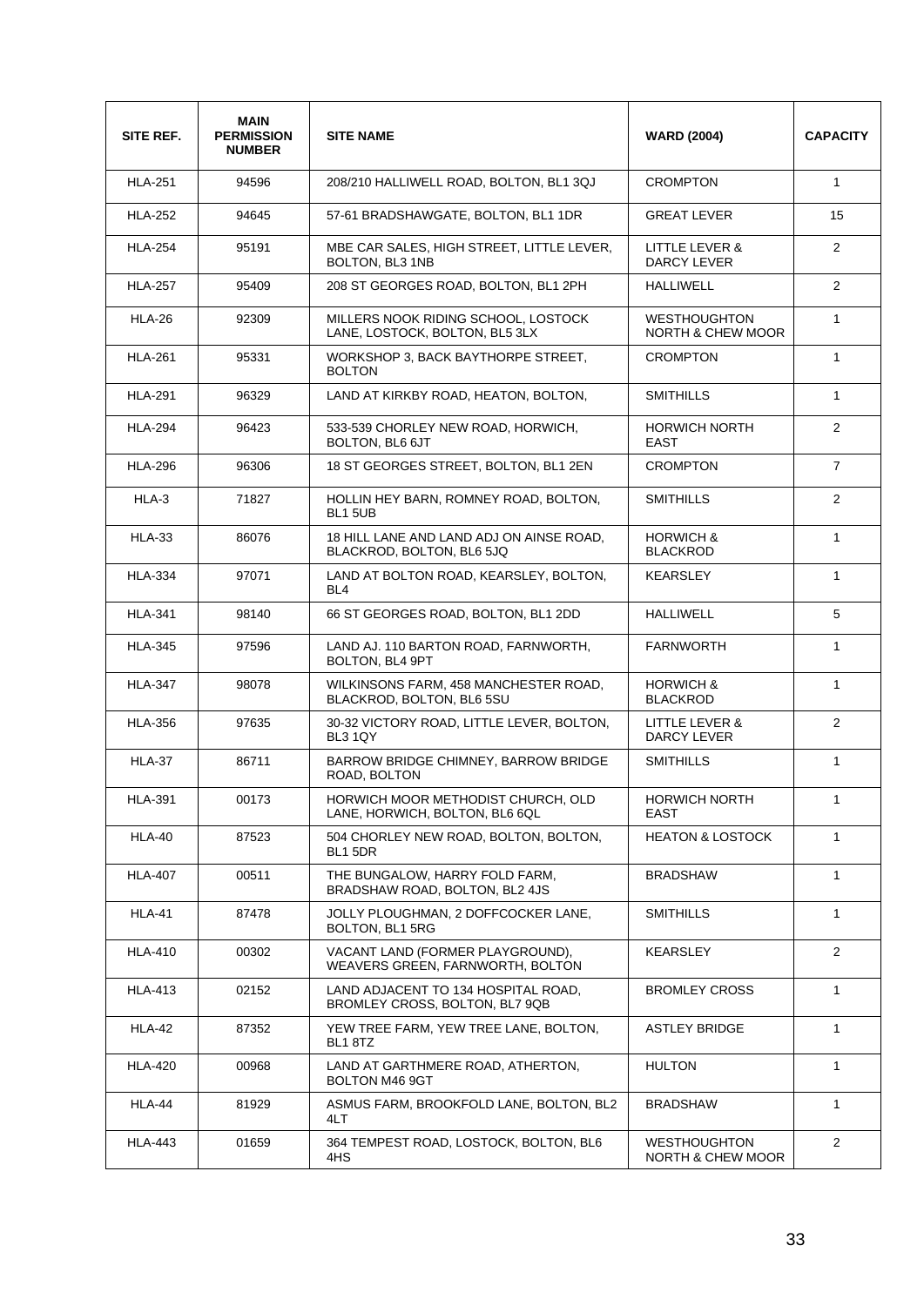| SITE REF. | MAIN PERMISSION NUMBER | SITE NAME | WARD (2004) | CAPACITY |
|---|---|---|---|---|
| HLA-251 | 94596 | 208/210 HALLIWELL ROAD, BOLTON, BL1 3QJ | CROMPTON | 1 |
| HLA-252 | 94645 | 57-61 BRADSHAWGATE, BOLTON, BL1 1DR | GREAT LEVER | 15 |
| HLA-254 | 95191 | MBE CAR SALES, HIGH STREET, LITTLE LEVER, BOLTON, BL3 1NB | LITTLE LEVER & DARCY LEVER | 2 |
| HLA-257 | 95409 | 208 ST GEORGES ROAD, BOLTON, BL1 2PH | HALLIWELL | 2 |
| HLA-26 | 92309 | MILLERS NOOK RIDING SCHOOL, LOSTOCK LANE, LOSTOCK, BOLTON, BL5 3LX | WESTHOUGHTON NORTH & CHEW MOOR | 1 |
| HLA-261 | 95331 | WORKSHOP 3, BACK BAYTHORPE STREET, BOLTON | CROMPTON | 1 |
| HLA-291 | 96329 | LAND AT KIRKBY ROAD, HEATON, BOLTON, | SMITHILLS | 1 |
| HLA-294 | 96423 | 533-539 CHORLEY NEW ROAD, HORWICH, BOLTON, BL6 6JT | HORWICH NORTH EAST | 2 |
| HLA-296 | 96306 | 18 ST GEORGES STREET, BOLTON, BL1 2EN | CROMPTON | 7 |
| HLA-3 | 71827 | HOLLIN HEY BARN, ROMNEY ROAD, BOLTON, BL1 5UB | SMITHILLS | 2 |
| HLA-33 | 86076 | 18 HILL LANE AND LAND ADJ ON AINSE ROAD, BLACKROD, BOLTON, BL6 5JQ | HORWICH & BLACKROD | 1 |
| HLA-334 | 97071 | LAND AT BOLTON ROAD, KEARSLEY, BOLTON, BL4 | KEARSLEY | 1 |
| HLA-341 | 98140 | 66 ST GEORGES ROAD, BOLTON, BL1 2DD | HALLIWELL | 5 |
| HLA-345 | 97596 | LAND AJ. 110 BARTON ROAD, FARNWORTH, BOLTON, BL4 9PT | FARNWORTH | 1 |
| HLA-347 | 98078 | WILKINSONS FARM, 458 MANCHESTER ROAD, BLACKROD, BOLTON, BL6 5SU | HORWICH & BLACKROD | 1 |
| HLA-356 | 97635 | 30-32 VICTORY ROAD, LITTLE LEVER, BOLTON, BL3 1QY | LITTLE LEVER & DARCY LEVER | 2 |
| HLA-37 | 86711 | BARROW BRIDGE CHIMNEY, BARROW BRIDGE ROAD, BOLTON | SMITHILLS | 1 |
| HLA-391 | 00173 | HORWICH MOOR METHODIST CHURCH, OLD LANE, HORWICH, BOLTON, BL6 6QL | HORWICH NORTH EAST | 1 |
| HLA-40 | 87523 | 504 CHORLEY NEW ROAD, BOLTON, BOLTON, BL1 5DR | HEATON & LOSTOCK | 1 |
| HLA-407 | 00511 | THE BUNGALOW, HARRY FOLD FARM, BRADSHAW ROAD, BOLTON, BL2 4JS | BRADSHAW | 1 |
| HLA-41 | 87478 | JOLLY PLOUGHMAN, 2 DOFFCOCKER LANE, BOLTON, BL1 5RG | SMITHILLS | 1 |
| HLA-410 | 00302 | VACANT LAND (FORMER PLAYGROUND), WEAVERS GREEN, FARNWORTH, BOLTON | KEARSLEY | 2 |
| HLA-413 | 02152 | LAND ADJACENT TO 134 HOSPITAL ROAD, BROMLEY CROSS, BOLTON, BL7 9QB | BROMLEY CROSS | 1 |
| HLA-42 | 87352 | YEW TREE FARM, YEW TREE LANE, BOLTON, BL1 8TZ | ASTLEY BRIDGE | 1 |
| HLA-420 | 00968 | LAND AT GARTHMERE ROAD, ATHERTON, BOLTON M46 9GT | HULTON | 1 |
| HLA-44 | 81929 | ASMUS FARM, BROOKFOLD LANE, BOLTON, BL2 4LT | BRADSHAW | 1 |
| HLA-443 | 01659 | 364 TEMPEST ROAD, LOSTOCK, BOLTON, BL6 4HS | WESTHOUGHTON NORTH & CHEW MOOR | 2 |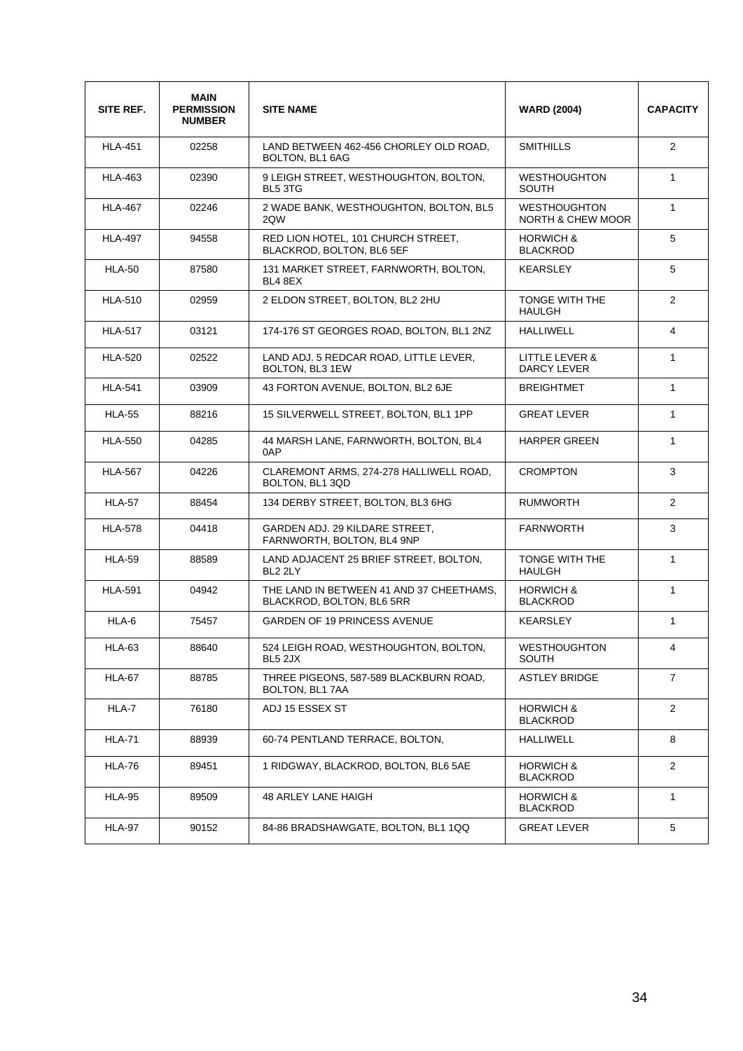| SITE REF. | MAIN PERMISSION NUMBER | SITE NAME | WARD (2004) | CAPACITY |
|---|---|---|---|---|
| HLA-451 | 02258 | LAND BETWEEN 462-456 CHORLEY OLD ROAD, BOLTON, BL1 6AG | SMITHILLS | 2 |
| HLA-463 | 02390 | 9 LEIGH STREET, WESTHOUGHTON, BOLTON, BL5 3TG | WESTHOUGHTON SOUTH | 1 |
| HLA-467 | 02246 | 2 WADE BANK, WESTHOUGHTON, BOLTON, BL5 2QW | WESTHOUGHTON NORTH & CHEW MOOR | 1 |
| HLA-497 | 94558 | RED LION HOTEL, 101 CHURCH STREET, BLACKROD, BOLTON, BL6 5EF | HORWICH & BLACKROD | 5 |
| HLA-50 | 87580 | 131 MARKET STREET, FARNWORTH, BOLTON, BL4 8EX | KEARSLEY | 5 |
| HLA-510 | 02959 | 2 ELDON STREET, BOLTON, BL2 2HU | TONGE WITH THE HAULGH | 2 |
| HLA-517 | 03121 | 174-176 ST GEORGES ROAD, BOLTON, BL1 2NZ | HALLIWELL | 4 |
| HLA-520 | 02522 | LAND ADJ. 5 REDCAR ROAD, LITTLE LEVER, BOLTON, BL3 1EW | LITTLE LEVER & DARCY LEVER | 1 |
| HLA-541 | 03909 | 43 FORTON AVENUE, BOLTON, BL2 6JE | BREIGHTMET | 1 |
| HLA-55 | 88216 | 15 SILVERWELL STREET, BOLTON, BL1 1PP | GREAT LEVER | 1 |
| HLA-550 | 04285 | 44 MARSH LANE, FARNWORTH, BOLTON, BL4 0AP | HARPER GREEN | 1 |
| HLA-567 | 04226 | CLAREMONT ARMS, 274-278 HALLIWELL ROAD, BOLTON, BL1 3QD | CROMPTON | 3 |
| HLA-57 | 88454 | 134 DERBY STREET, BOLTON, BL3 6HG | RUMWORTH | 2 |
| HLA-578 | 04418 | GARDEN ADJ. 29 KILDARE STREET, FARNWORTH, BOLTON, BL4 9NP | FARNWORTH | 3 |
| HLA-59 | 88589 | LAND ADJACENT 25 BRIEF STREET, BOLTON, BL2 2LY | TONGE WITH THE HAULGH | 1 |
| HLA-591 | 04942 | THE LAND IN BETWEEN 41 AND 37 CHEETHAMS, BLACKROD, BOLTON, BL6 5RR | HORWICH & BLACKROD | 1 |
| HLA-6 | 75457 | GARDEN OF 19 PRINCESS AVENUE | KEARSLEY | 1 |
| HLA-63 | 88640 | 524 LEIGH ROAD, WESTHOUGHTON, BOLTON, BL5 2JX | WESTHOUGHTON SOUTH | 4 |
| HLA-67 | 88785 | THREE PIGEONS, 587-589 BLACKBURN ROAD, BOLTON, BL1 7AA | ASTLEY BRIDGE | 7 |
| HLA-7 | 76180 | ADJ 15 ESSEX ST | HORWICH & BLACKROD | 2 |
| HLA-71 | 88939 | 60-74 PENTLAND TERRACE, BOLTON, | HALLIWELL | 8 |
| HLA-76 | 89451 | 1 RIDGWAY, BLACKROD, BOLTON, BL6 5AE | HORWICH & BLACKROD | 2 |
| HLA-95 | 89509 | 48 ARLEY LANE HAIGH | HORWICH & BLACKROD | 1 |
| HLA-97 | 90152 | 84-86 BRADSHAWGATE, BOLTON, BL1 1QQ | GREAT LEVER | 5 |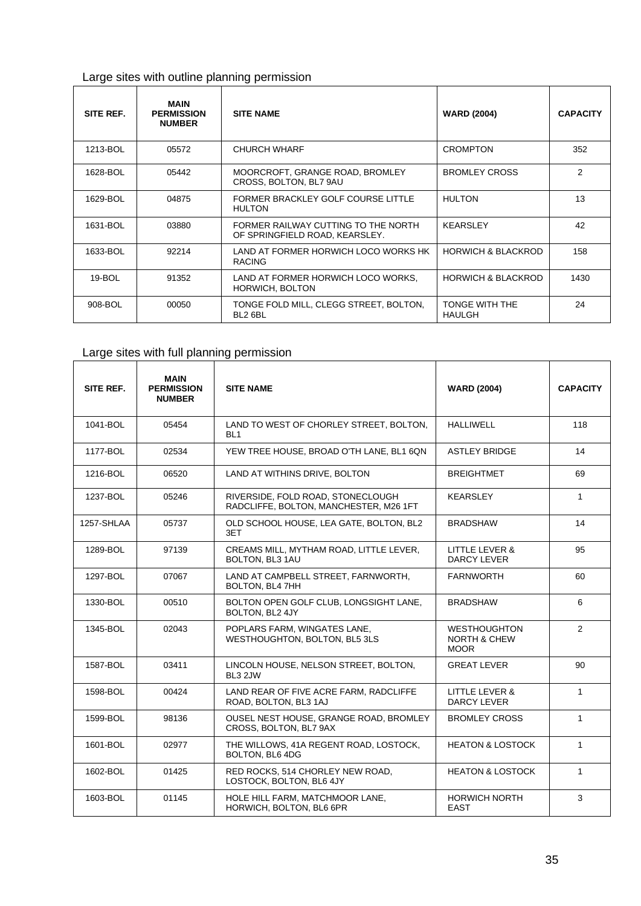## Large sites with outline planning permission

| SITE REF. | MAIN PERMISSION NUMBER | SITE NAME | WARD (2004) | CAPACITY |
|---|---|---|---|---|
| 1213-BOL | 05572 | CHURCH WHARF | CROMPTON | 352 |
| 1628-BOL | 05442 | MOORCROFT, GRANGE ROAD, BROMLEY CROSS, BOLTON, BL7 9AU | BROMLEY CROSS | 2 |
| 1629-BOL | 04875 | FORMER BRACKLEY GOLF COURSE LITTLE HULTON | HULTON | 13 |
| 1631-BOL | 03880 | FORMER RAILWAY CUTTING TO THE NORTH OF SPRINGFIELD ROAD, KEARSLEY. | KEARSLEY | 42 |
| 1633-BOL | 92214 | LAND AT FORMER HORWICH LOCO WORKS HK RACING | HORWICH & BLACKROD | 158 |
| 19-BOL | 91352 | LAND AT FORMER HORWICH LOCO WORKS, HORWICH, BOLTON | HORWICH & BLACKROD | 1430 |
| 908-BOL | 00050 | TONGE FOLD MILL, CLEGG STREET, BOLTON, BL2 6BL | TONGE WITH THE HAULGH | 24 |

## Large sites with full planning permission

| SITE REF. | MAIN PERMISSION NUMBER | SITE NAME | WARD (2004) | CAPACITY |
|---|---|---|---|---|
| 1041-BOL | 05454 | LAND TO WEST OF CHORLEY STREET, BOLTON, BL1 | HALLIWELL | 118 |
| 1177-BOL | 02534 | YEW TREE HOUSE, BROAD O'TH LANE, BL1 6QN | ASTLEY BRIDGE | 14 |
| 1216-BOL | 06520 | LAND AT WITHINS DRIVE, BOLTON | BREIGHTMET | 69 |
| 1237-BOL | 05246 | RIVERSIDE, FOLD ROAD, STONECLOUGH RADCLIFFE, BOLTON, MANCHESTER, M26 1FT | KEARSLEY | 1 |
| 1257-SHLAA | 05737 | OLD SCHOOL HOUSE, LEA GATE, BOLTON, BL2 3ET | BRADSHAW | 14 |
| 1289-BOL | 97139 | CREAMS MILL, MYTHAM ROAD, LITTLE LEVER, BOLTON, BL3 1AU | LITTLE LEVER & DARCY LEVER | 95 |
| 1297-BOL | 07067 | LAND AT CAMPBELL STREET, FARNWORTH, BOLTON, BL4 7HH | FARNWORTH | 60 |
| 1330-BOL | 00510 | BOLTON OPEN GOLF CLUB, LONGSIGHT LANE, BOLTON, BL2 4JY | BRADSHAW | 6 |
| 1345-BOL | 02043 | POPLARS FARM, WINGATES LANE, WESTHOUGHTON, BOLTON, BL5 3LS | WESTHOUGHTON NORTH & CHEW MOOR | 2 |
| 1587-BOL | 03411 | LINCOLN HOUSE, NELSON STREET, BOLTON, BL3 2JW | GREAT LEVER | 90 |
| 1598-BOL | 00424 | LAND REAR OF FIVE ACRE FARM, RADCLIFFE ROAD, BOLTON, BL3 1AJ | LITTLE LEVER & DARCY LEVER | 1 |
| 1599-BOL | 98136 | OUSEL NEST HOUSE, GRANGE ROAD, BROMLEY CROSS, BOLTON, BL7 9AX | BROMLEY CROSS | 1 |
| 1601-BOL | 02977 | THE WILLOWS, 41A REGENT ROAD, LOSTOCK, BOLTON, BL6 4DG | HEATON & LOSTOCK | 1 |
| 1602-BOL | 01425 | RED ROCKS, 514 CHORLEY NEW ROAD, LOSTOCK, BOLTON, BL6 4JY | HEATON & LOSTOCK | 1 |
| 1603-BOL | 01145 | HOLE HILL FARM, MATCHMOOR LANE, HORWICH, BOLTON, BL6 6PR | HORWICH NORTH EAST | 3 |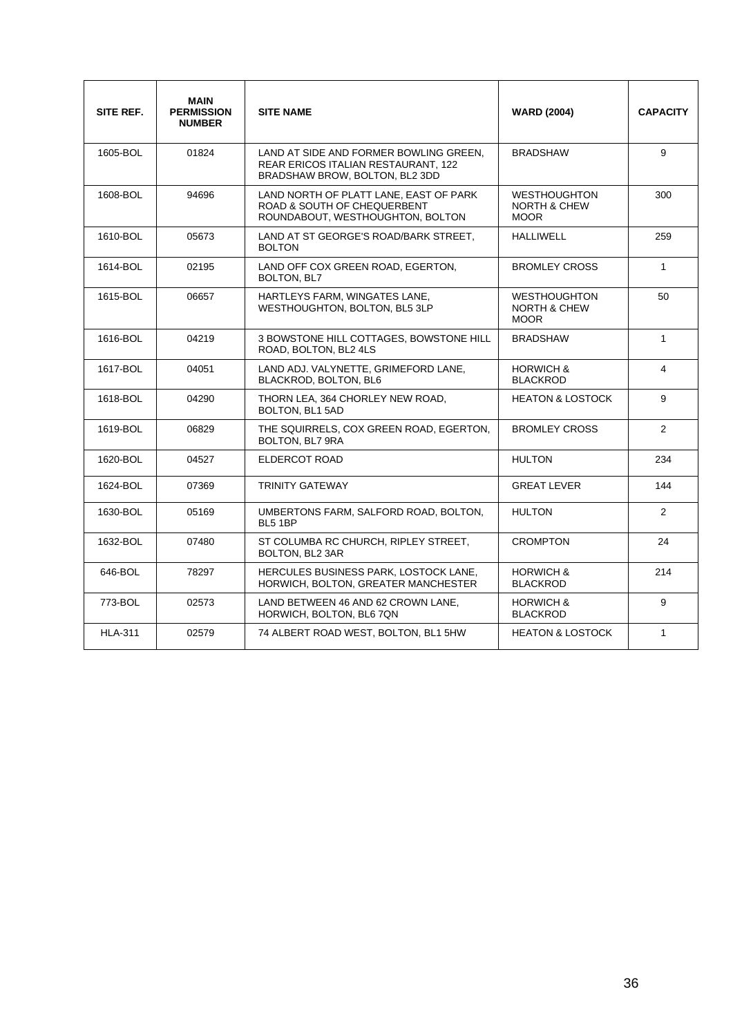| SITE REF. | MAIN PERMISSION NUMBER | SITE NAME | WARD (2004) | CAPACITY |
|---|---|---|---|---|
| 1605-BOL | 01824 | LAND AT SIDE AND FORMER BOWLING GREEN, REAR ERICOS ITALIAN RESTAURANT, 122 BRADSHAW BROW, BOLTON, BL2 3DD | BRADSHAW | 9 |
| 1608-BOL | 94696 | LAND NORTH OF PLATT LANE, EAST OF PARK ROAD & SOUTH OF CHEQUERBENT ROUNDABOUT, WESTHOUGHTON, BOLTON | WESTHOUGHTON NORTH & CHEW MOOR | 300 |
| 1610-BOL | 05673 | LAND AT ST GEORGE'S ROAD/BARK STREET, BOLTON | HALLIWELL | 259 |
| 1614-BOL | 02195 | LAND OFF COX GREEN ROAD, EGERTON, BOLTON, BL7 | BROMLEY CROSS | 1 |
| 1615-BOL | 06657 | HARTLEYS FARM, WINGATES LANE, WESTHOUGHTON, BOLTON, BL5 3LP | WESTHOUGHTON NORTH & CHEW MOOR | 50 |
| 1616-BOL | 04219 | 3 BOWSTONE HILL COTTAGES, BOWSTONE HILL ROAD, BOLTON, BL2 4LS | BRADSHAW | 1 |
| 1617-BOL | 04051 | LAND ADJ. VALYNETTE, GRIMEFORD LANE, BLACKROD, BOLTON, BL6 | HORWICH & BLACKROD | 4 |
| 1618-BOL | 04290 | THORN LEA, 364 CHORLEY NEW ROAD, BOLTON, BL1 5AD | HEATON & LOSTOCK | 9 |
| 1619-BOL | 06829 | THE SQUIRRELS, COX GREEN ROAD, EGERTON, BOLTON, BL7 9RA | BROMLEY CROSS | 2 |
| 1620-BOL | 04527 | ELDERCOT ROAD | HULTON | 234 |
| 1624-BOL | 07369 | TRINITY GATEWAY | GREAT LEVER | 144 |
| 1630-BOL | 05169 | UMBERTONS FARM, SALFORD ROAD, BOLTON, BL5 1BP | HULTON | 2 |
| 1632-BOL | 07480 | ST COLUMBA RC CHURCH, RIPLEY STREET, BOLTON, BL2 3AR | CROMPTON | 24 |
| 646-BOL | 78297 | HERCULES BUSINESS PARK, LOSTOCK LANE, HORWICH, BOLTON, GREATER MANCHESTER | HORWICH & BLACKROD | 214 |
| 773-BOL | 02573 | LAND BETWEEN 46 AND 62 CROWN LANE, HORWICH, BOLTON, BL6 7QN | HORWICH & BLACKROD | 9 |
| HLA-311 | 02579 | 74 ALBERT ROAD WEST, BOLTON, BL1 5HW | HEATON & LOSTOCK | 1 |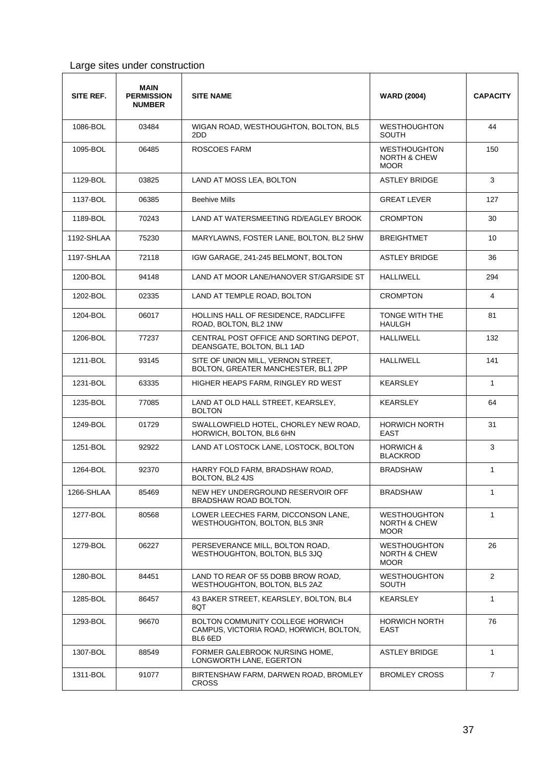Large sites under construction

| SITE REF. | MAIN PERMISSION NUMBER | SITE NAME | WARD (2004) | CAPACITY |
|---|---|---|---|---|
| 1086-BOL | 03484 | WIGAN ROAD, WESTHOUGHTON, BOLTON, BL5 2DD | WESTHOUGHTON SOUTH | 44 |
| 1095-BOL | 06485 | ROSCOES FARM | WESTHOUGHTON NORTH & CHEW MOOR | 150 |
| 1129-BOL | 03825 | LAND AT MOSS LEA, BOLTON | ASTLEY BRIDGE | 3 |
| 1137-BOL | 06385 | Beehive Mills | GREAT LEVER | 127 |
| 1189-BOL | 70243 | LAND AT WATERSMEETING RD/EAGLEY BROOK | CROMPTON | 30 |
| 1192-SHLAA | 75230 | MARYLAWNS, FOSTER LANE, BOLTON, BL2 5HW | BREIGHTMET | 10 |
| 1197-SHLAA | 72118 | IGW GARAGE, 241-245 BELMONT, BOLTON | ASTLEY BRIDGE | 36 |
| 1200-BOL | 94148 | LAND AT MOOR LANE/HANOVER ST/GARSIDE ST | HALLIWELL | 294 |
| 1202-BOL | 02335 | LAND AT TEMPLE ROAD, BOLTON | CROMPTON | 4 |
| 1204-BOL | 06017 | HOLLINS HALL OF RESIDENCE, RADCLIFFE ROAD, BOLTON, BL2 1NW | TONGE WITH THE HAULGH | 81 |
| 1206-BOL | 77237 | CENTRAL POST OFFICE AND SORTING DEPOT, DEANSGATE, BOLTON, BL1 1AD | HALLIWELL | 132 |
| 1211-BOL | 93145 | SITE OF UNION MILL, VERNON STREET, BOLTON, GREATER MANCHESTER, BL1 2PP | HALLIWELL | 141 |
| 1231-BOL | 63335 | HIGHER HEAPS FARM, RINGLEY RD WEST | KEARSLEY | 1 |
| 1235-BOL | 77085 | LAND AT OLD HALL STREET, KEARSLEY, BOLTON | KEARSLEY | 64 |
| 1249-BOL | 01729 | SWALLOWFIELD HOTEL, CHORLEY NEW ROAD, HORWICH, BOLTON, BL6 6HN | HORWICH NORTH EAST | 31 |
| 1251-BOL | 92922 | LAND AT LOSTOCK LANE, LOSTOCK, BOLTON | HORWICH & BLACKROD | 3 |
| 1264-BOL | 92370 | HARRY FOLD FARM, BRADSHAW ROAD, BOLTON, BL2 4JS | BRADSHAW | 1 |
| 1266-SHLAA | 85469 | NEW HEY UNDERGROUND RESERVOIR OFF BRADSHAW ROAD BOLTON. | BRADSHAW | 1 |
| 1277-BOL | 80568 | LOWER LEECHES FARM, DICCONSON LANE, WESTHOUGHTON, BOLTON, BL5 3NR | WESTHOUGHTON NORTH & CHEW MOOR | 1 |
| 1279-BOL | 06227 | PERSEVERANCE MILL, BOLTON ROAD, WESTHOUGHTON, BOLTON, BL5 3JQ | WESTHOUGHTON NORTH & CHEW MOOR | 26 |
| 1280-BOL | 84451 | LAND TO REAR OF 55 DOBB BROW ROAD, WESTHOUGHTON, BOLTON, BL5 2AZ | WESTHOUGHTON SOUTH | 2 |
| 1285-BOL | 86457 | 43 BAKER STREET, KEARSLEY, BOLTON, BL4 8QT | KEARSLEY | 1 |
| 1293-BOL | 96670 | BOLTON COMMUNITY COLLEGE HORWICH CAMPUS, VICTORIA ROAD, HORWICH, BOLTON, BL6 6ED | HORWICH NORTH EAST | 76 |
| 1307-BOL | 88549 | FORMER GALEBROOK NURSING HOME, LONGWORTH LANE, EGERTON | ASTLEY BRIDGE | 1 |
| 1311-BOL | 91077 | BIRTENSHAW FARM, DARWEN ROAD, BROMLEY CROSS | BROMLEY CROSS | 7 |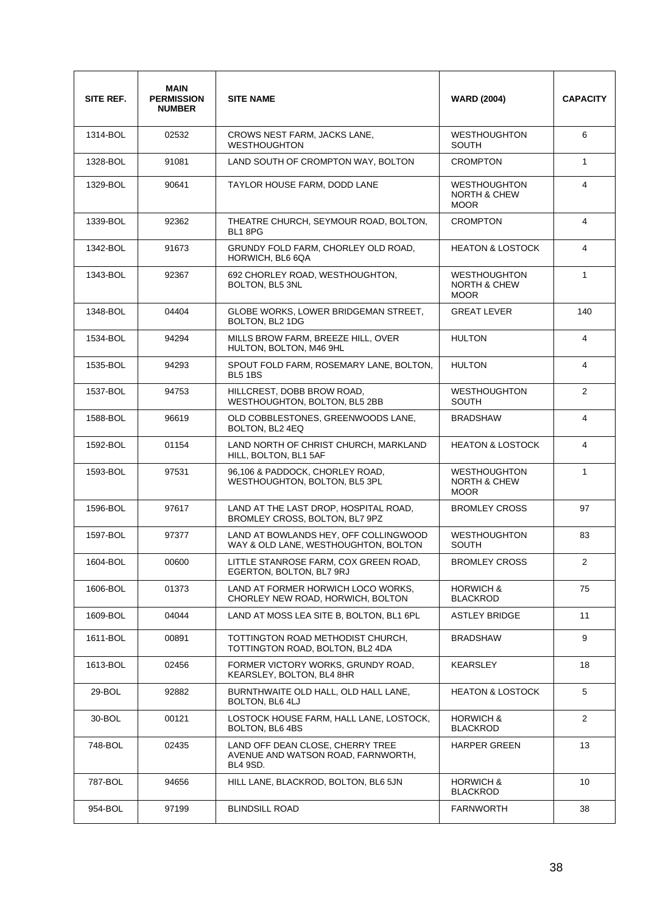| SITE REF. | MAIN PERMISSION NUMBER | SITE NAME | WARD (2004) | CAPACITY |
|---|---|---|---|---|
| 1314-BOL | 02532 | CROWS NEST FARM, JACKS LANE, WESTHOUGHTON | WESTHOUGHTON SOUTH | 6 |
| 1328-BOL | 91081 | LAND SOUTH OF CROMPTON WAY, BOLTON | CROMPTON | 1 |
| 1329-BOL | 90641 | TAYLOR HOUSE FARM, DODD LANE | WESTHOUGHTON NORTH & CHEW MOOR | 4 |
| 1339-BOL | 92362 | THEATRE CHURCH, SEYMOUR ROAD, BOLTON, BL1 8PG | CROMPTON | 4 |
| 1342-BOL | 91673 | GRUNDY FOLD FARM, CHORLEY OLD ROAD, HORWICH, BL6 6QA | HEATON & LOSTOCK | 4 |
| 1343-BOL | 92367 | 692 CHORLEY ROAD, WESTHOUGHTON, BOLTON, BL5 3NL | WESTHOUGHTON NORTH & CHEW MOOR | 1 |
| 1348-BOL | 04404 | GLOBE WORKS, LOWER BRIDGEMAN STREET, BOLTON, BL2 1DG | GREAT LEVER | 140 |
| 1534-BOL | 94294 | MILLS BROW FARM, BREEZE HILL, OVER HULTON, BOLTON, M46 9HL | HULTON | 4 |
| 1535-BOL | 94293 | SPOUT FOLD FARM, ROSEMARY LANE, BOLTON, BL5 1BS | HULTON | 4 |
| 1537-BOL | 94753 | HILLCREST, DOBB BROW ROAD, WESTHOUGHTON, BOLTON, BL5 2BB | WESTHOUGHTON SOUTH | 2 |
| 1588-BOL | 96619 | OLD COBBLESTONES, GREENWOODS LANE, BOLTON, BL2 4EQ | BRADSHAW | 4 |
| 1592-BOL | 01154 | LAND NORTH OF CHRIST CHURCH, MARKLAND HILL, BOLTON, BL1 5AF | HEATON & LOSTOCK | 4 |
| 1593-BOL | 97531 | 96,106 & PADDOCK, CHORLEY ROAD, WESTHOUGHTON, BOLTON, BL5 3PL | WESTHOUGHTON NORTH & CHEW MOOR | 1 |
| 1596-BOL | 97617 | LAND AT THE LAST DROP, HOSPITAL ROAD, BROMLEY CROSS, BOLTON, BL7 9PZ | BROMLEY CROSS | 97 |
| 1597-BOL | 97377 | LAND AT BOWLANDS HEY, OFF COLLINGWOOD WAY & OLD LANE, WESTHOUGHTON, BOLTON | WESTHOUGHTON SOUTH | 83 |
| 1604-BOL | 00600 | LITTLE STANROSE FARM, COX GREEN ROAD, EGERTON, BOLTON, BL7 9RJ | BROMLEY CROSS | 2 |
| 1606-BOL | 01373 | LAND AT FORMER HORWICH LOCO WORKS, CHORLEY NEW ROAD, HORWICH, BOLTON | HORWICH & BLACKROD | 75 |
| 1609-BOL | 04044 | LAND AT MOSS LEA SITE B, BOLTON, BL1 6PL | ASTLEY BRIDGE | 11 |
| 1611-BOL | 00891 | TOTTINGTON ROAD METHODIST CHURCH, TOTTINGTON ROAD, BOLTON, BL2 4DA | BRADSHAW | 9 |
| 1613-BOL | 02456 | FORMER VICTORY WORKS, GRUNDY ROAD, KEARSLEY, BOLTON, BL4 8HR | KEARSLEY | 18 |
| 29-BOL | 92882 | BURNTHWAITE OLD HALL, OLD HALL LANE, BOLTON, BL6 4LJ | HEATON & LOSTOCK | 5 |
| 30-BOL | 00121 | LOSTOCK HOUSE FARM, HALL LANE, LOSTOCK, BOLTON, BL6 4BS | HORWICH & BLACKROD | 2 |
| 748-BOL | 02435 | LAND OFF DEAN CLOSE, CHERRY TREE AVENUE AND WATSON ROAD, FARNWORTH, BL4 9SD. | HARPER GREEN | 13 |
| 787-BOL | 94656 | HILL LANE, BLACKROD, BOLTON, BL6 5JN | HORWICH & BLACKROD | 10 |
| 954-BOL | 97199 | BLINDSILL ROAD | FARNWORTH | 38 |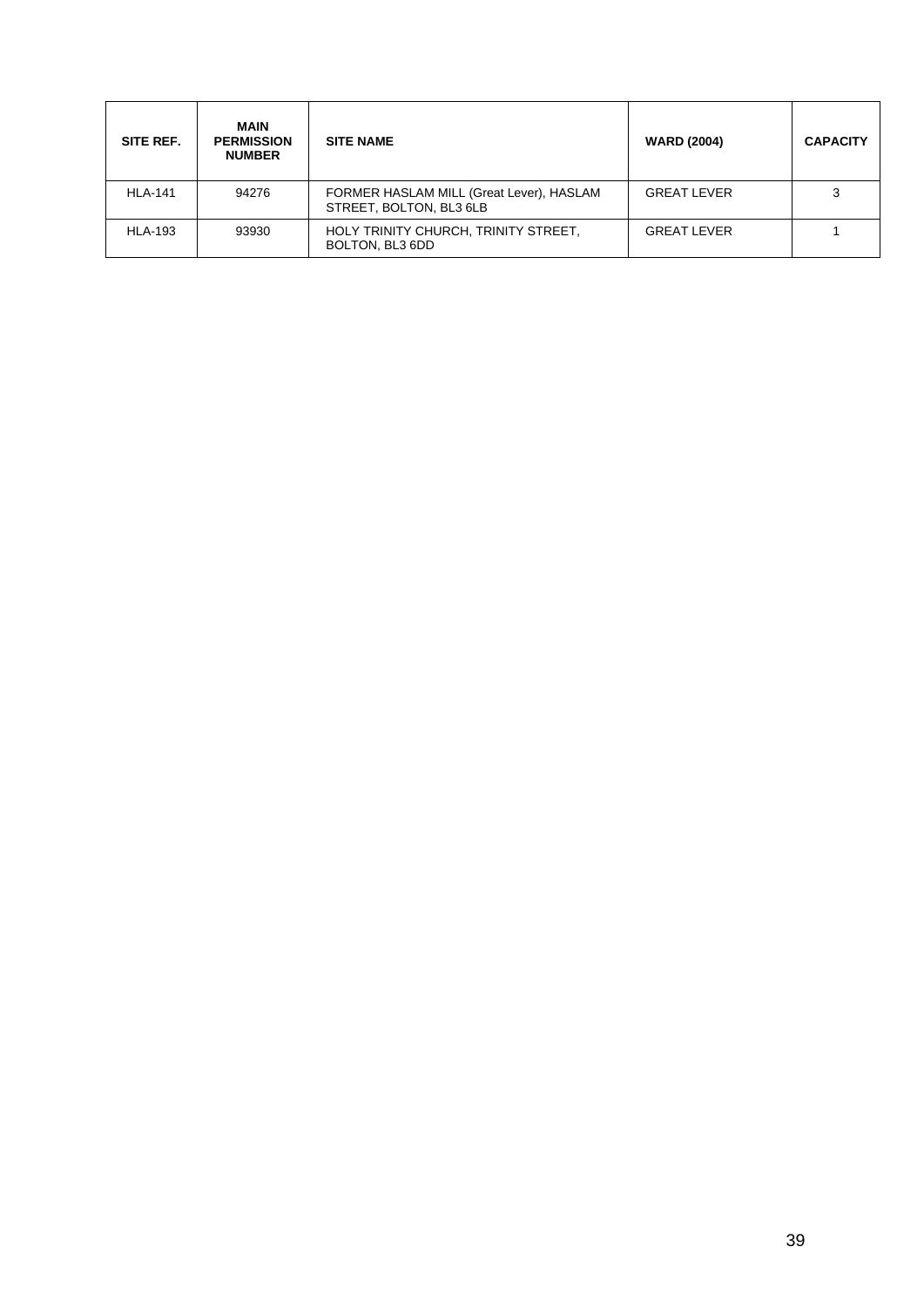| SITE REF. | MAIN PERMISSION NUMBER | SITE NAME | WARD (2004) | CAPACITY |
|---|---|---|---|---|
| HLA-141 | 94276 | FORMER HASLAM MILL (Great Lever), HASLAM STREET, BOLTON, BL3 6LB | GREAT LEVER | 3 |
| HLA-193 | 93930 | HOLY TRINITY CHURCH, TRINITY STREET, BOLTON, BL3 6DD | GREAT LEVER | 1 |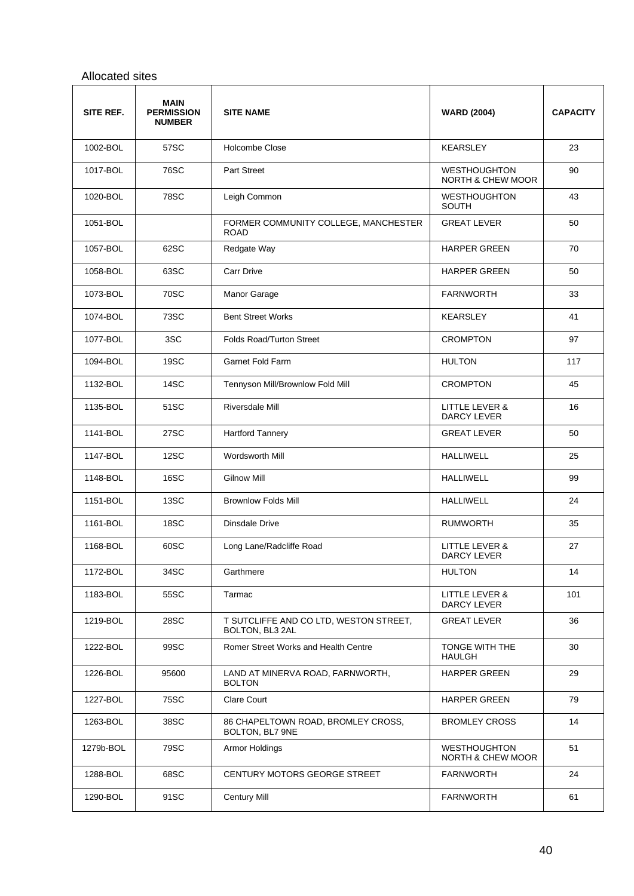Allocated sites

| SITE REF. | MAIN PERMISSION NUMBER | SITE NAME | WARD (2004) | CAPACITY |
|---|---|---|---|---|
| 1002-BOL | 57SC | Holcombe Close | KEARSLEY | 23 |
| 1017-BOL | 76SC | Part Street | WESTHOUGHTON NORTH & CHEW MOOR | 90 |
| 1020-BOL | 78SC | Leigh Common | WESTHOUGHTON SOUTH | 43 |
| 1051-BOL | | FORMER COMMUNITY COLLEGE, MANCHESTER ROAD | GREAT LEVER | 50 |
| 1057-BOL | 62SC | Redgate Way | HARPER GREEN | 70 |
| 1058-BOL | 63SC | Carr Drive | HARPER GREEN | 50 |
| 1073-BOL | 70SC | Manor Garage | FARNWORTH | 33 |
| 1074-BOL | 73SC | Bent Street Works | KEARSLEY | 41 |
| 1077-BOL | 3SC | Folds Road/Turton Street | CROMPTON | 97 |
| 1094-BOL | 19SC | Garnet Fold Farm | HULTON | 117 |
| 1132-BOL | 14SC | Tennyson Mill/Brownlow Fold Mill | CROMPTON | 45 |
| 1135-BOL | 51SC | Riversdale Mill | LITTLE LEVER & DARCY LEVER | 16 |
| 1141-BOL | 27SC | Hartford Tannery | GREAT LEVER | 50 |
| 1147-BOL | 12SC | Wordsworth Mill | HALLIWELL | 25 |
| 1148-BOL | 16SC | Gilnow Mill | HALLIWELL | 99 |
| 1151-BOL | 13SC | Brownlow Folds Mill | HALLIWELL | 24 |
| 1161-BOL | 18SC | Dinsdale Drive | RUMWORTH | 35 |
| 1168-BOL | 60SC | Long Lane/Radcliffe Road | LITTLE LEVER & DARCY LEVER | 27 |
| 1172-BOL | 34SC | Garthmere | HULTON | 14 |
| 1183-BOL | 55SC | Tarmac | LITTLE LEVER & DARCY LEVER | 101 |
| 1219-BOL | 28SC | T SUTCLIFFE AND CO LTD, WESTON STREET, BOLTON, BL3 2AL | GREAT LEVER | 36 |
| 1222-BOL | 99SC | Romer Street Works and Health Centre | TONGE WITH THE HAULGH | 30 |
| 1226-BOL | 95600 | LAND AT MINERVA ROAD, FARNWORTH, BOLTON | HARPER GREEN | 29 |
| 1227-BOL | 75SC | Clare Court | HARPER GREEN | 79 |
| 1263-BOL | 38SC | 86 CHAPELTOWN ROAD, BROMLEY CROSS, BOLTON, BL7 9NE | BROMLEY CROSS | 14 |
| 1279b-BOL | 79SC | Armor Holdings | WESTHOUGHTON NORTH & CHEW MOOR | 51 |
| 1288-BOL | 68SC | CENTURY MOTORS GEORGE STREET | FARNWORTH | 24 |
| 1290-BOL | 91SC | Century Mill | FARNWORTH | 61 |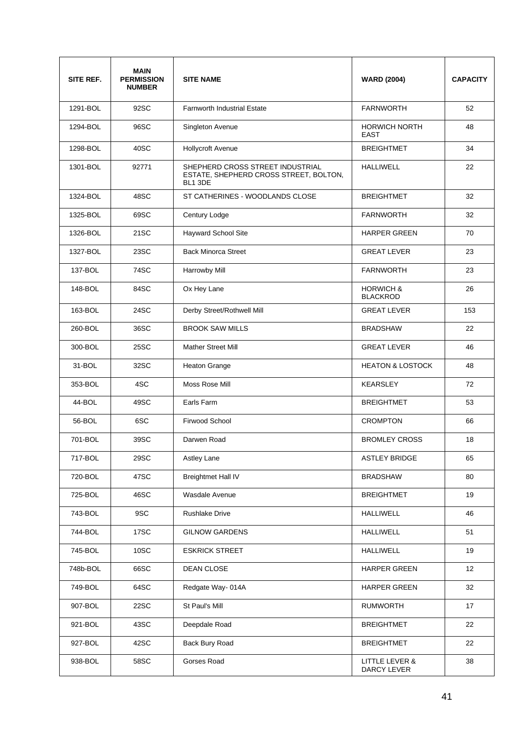| SITE REF. | MAIN PERMISSION NUMBER | SITE NAME | WARD (2004) | CAPACITY |
|---|---|---|---|---|
| 1291-BOL | 92SC | Farnworth Industrial Estate | FARNWORTH | 52 |
| 1294-BOL | 96SC | Singleton Avenue | HORWICH NORTH EAST | 48 |
| 1298-BOL | 40SC | Hollycroft Avenue | BREIGHTMET | 34 |
| 1301-BOL | 92771 | SHEPHERD CROSS STREET INDUSTRIAL ESTATE, SHEPHERD CROSS STREET, BOLTON, BL1 3DE | HALLIWELL | 22 |
| 1324-BOL | 48SC | ST CATHERINES - WOODLANDS CLOSE | BREIGHTMET | 32 |
| 1325-BOL | 69SC | Century Lodge | FARNWORTH | 32 |
| 1326-BOL | 21SC | Hayward School Site | HARPER GREEN | 70 |
| 1327-BOL | 23SC | Back Minorca Street | GREAT LEVER | 23 |
| 137-BOL | 74SC | Harrowby Mill | FARNWORTH | 23 |
| 148-BOL | 84SC | Ox Hey Lane | HORWICH & BLACKROD | 26 |
| 163-BOL | 24SC | Derby Street/Rothwell Mill | GREAT LEVER | 153 |
| 260-BOL | 36SC | BROOK SAW MILLS | BRADSHAW | 22 |
| 300-BOL | 25SC | Mather Street Mill | GREAT LEVER | 46 |
| 31-BOL | 32SC | Heaton Grange | HEATON & LOSTOCK | 48 |
| 353-BOL | 4SC | Moss Rose Mill | KEARSLEY | 72 |
| 44-BOL | 49SC | Earls Farm | BREIGHTMET | 53 |
| 56-BOL | 6SC | Firwood School | CROMPTON | 66 |
| 701-BOL | 39SC | Darwen Road | BROMLEY CROSS | 18 |
| 717-BOL | 29SC | Astley Lane | ASTLEY BRIDGE | 65 |
| 720-BOL | 47SC | Breightmet Hall IV | BRADSHAW | 80 |
| 725-BOL | 46SC | Wasdale Avenue | BREIGHTMET | 19 |
| 743-BOL | 9SC | Rushlake Drive | HALLIWELL | 46 |
| 744-BOL | 17SC | GILNOW GARDENS | HALLIWELL | 51 |
| 745-BOL | 10SC | ESKRICK STREET | HALLIWELL | 19 |
| 748b-BOL | 66SC | DEAN CLOSE | HARPER GREEN | 12 |
| 749-BOL | 64SC | Redgate Way- 014A | HARPER GREEN | 32 |
| 907-BOL | 22SC | St Paul's Mill | RUMWORTH | 17 |
| 921-BOL | 43SC | Deepdale Road | BREIGHTMET | 22 |
| 927-BOL | 42SC | Back Bury Road | BREIGHTMET | 22 |
| 938-BOL | 58SC | Gorses Road | LITTLE LEVER & DARCY LEVER | 38 |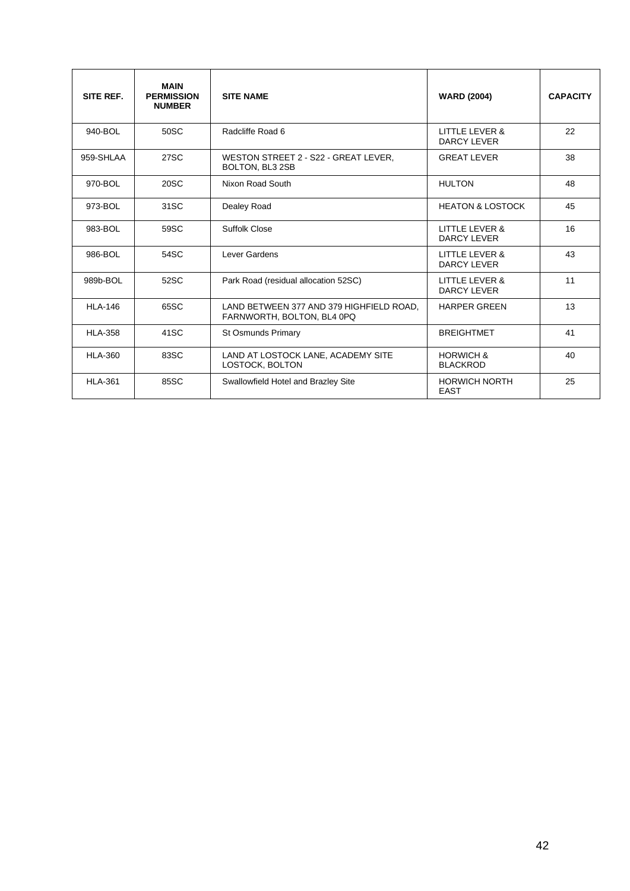| SITE REF. | MAIN PERMISSION NUMBER | SITE NAME | WARD (2004) | CAPACITY |
|---|---|---|---|---|
| 940-BOL | 50SC | Radcliffe Road 6 | LITTLE LEVER & DARCY LEVER | 22 |
| 959-SHLAA | 27SC | WESTON STREET 2 - S22 - GREAT LEVER, BOLTON, BL3 2SB | GREAT LEVER | 38 |
| 970-BOL | 20SC | Nixon Road South | HULTON | 48 |
| 973-BOL | 31SC | Dealey Road | HEATON & LOSTOCK | 45 |
| 983-BOL | 59SC | Suffolk Close | LITTLE LEVER & DARCY LEVER | 16 |
| 986-BOL | 54SC | Lever Gardens | LITTLE LEVER & DARCY LEVER | 43 |
| 989b-BOL | 52SC | Park Road (residual allocation 52SC) | LITTLE LEVER & DARCY LEVER | 11 |
| HLA-146 | 65SC | LAND BETWEEN 377 AND 379 HIGHFIELD ROAD, FARNWORTH, BOLTON, BL4 0PQ | HARPER GREEN | 13 |
| HLA-358 | 41SC | St Osmunds Primary | BREIGHTMET | 41 |
| HLA-360 | 83SC | LAND AT LOSTOCK LANE, ACADEMY SITE LOSTOCK, BOLTON | HORWICH & BLACKROD | 40 |
| HLA-361 | 85SC | Swallowfield Hotel and Brazley Site | HORWICH NORTH EAST | 25 |